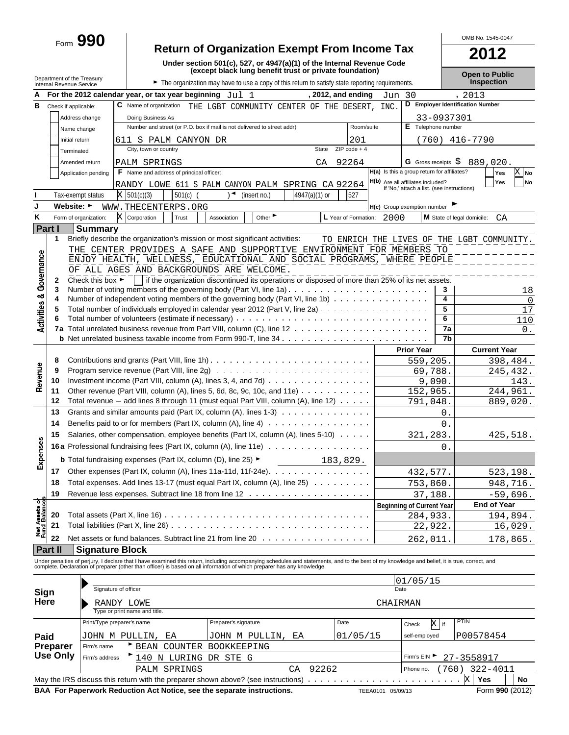Form **990**

# Return of Organization Exempt From Income Tax

**Under section 501(c), 527, or 4947(a)(1) of the Internal Revenue Code (except black lung benefit trust or private foundation)**

Department of the Treasury Internal Revenue Service

► The organization may have to use a copy of this return to satisfy state reporting requirements.

OMB No. 1545-0047

**2012**

**Open to Public Inspection**

**A** For the 2012 calendar year, or tax year beginning Jul 1, 2012, and ending Jun 30, 2013

**B** Check if applicable: Address change / Name change / Initial return / Terminated / Amended return / Application pending

**C** Name of organization: THE LGBT COMMUNITY CENTER OF THE DESERT, INC.

Doing Business As

Number and street (or P.O. box if mail is not delivered to street addr): 611 S PALM CANYON DR, Room/suite: 201

City, town or country: PALM SPRINGS, State: CA, ZIP code + 4: 92264

**D** Employer Identification Number: 33-0937301

**E** Telephone number: (760) 416-7790

**G** Gross receipts $ 889,020.

**F** Name and address of principal officer: RANDY LOWE 611 S PALM CANYON PALM SPRING CA 92264

**H(a)** Is this a group return for affiliates? Yes [ ] No [X]

**H(b)** Are all affiliates included? Yes [ ] No [ ] If 'No,' attach a list. (see instructions)

**I** Tax-exempt status: [X] 501(c)(3) [ ] 501(c) ( ) ◄ (insert no.) [ ] 4947(a)(1) or [ ] 527

**J** Website: ► WWW.THECENTERPS.ORG

**H(c)** Group exemption number ►

**K** Form of organization: [X] Corporation [ ] Trust [ ] Association [ ] Other ►

**L** Year of Formation: 2000

**M** State of legal domicile: CA

## Part I Summary

### Activities & Governance

1 Briefly describe the organization's mission or most significant activities: TO ENRICH THE LIVES OF THE LGBT COMMUNITY. THE CENTER PROVIDES A SAFE AND SUPPORTIVE ENVIRONMENT FOR MEMBERS TO ENJOY HEALTH, WELLNESS, EDUCATIONAL AND SOCIAL PROGRAMS, WHERE PEOPLE OF ALL AGES AND BACKGROUNDS ARE WELCOME.

2 Check this box ► [ ] if the organization discontinued its operations or disposed of more than 25% of its net assets.

| | | | |
|---|---|---|---|
| 3 | Number of voting members of the governing body (Part VI, line 1a) | 3 | 18 |
| 4 | Number of independent voting members of the governing body (Part VI, line 1b) | 4 | 0 |
| 5 | Total number of individuals employed in calendar year 2012 (Part V, line 2a) | 5 | 17 |
| 6 | Total number of volunteers (estimate if necessary) | 6 | 110 |
| 7a | Total unrelated business revenue from Part VIII, column (C), line 12 | 7a | 0. |
| b | Net unrelated business taxable income from Form 990-T, line 34 | 7b | |

### Revenue / Expenses

| | | Prior Year | Current Year |
|---|---|---|---|
| 8 | Contributions and grants (Part VIII, line 1h) | 559,205. | 398,484. |
| 9 | Program service revenue (Part VIII, line 2g) | 69,788. | 245,432. |
| 10 | Investment income (Part VIII, column (A), lines 3, 4, and 7d) | 9,090. | 143. |
| 11 | Other revenue (Part VIII, column (A), lines 5, 6d, 8c, 9c, 10c, and 11e) | 152,965. | 244,961. |
| 12 | Total revenue — add lines 8 through 11 (must equal Part VIII, column (A), line 12) | 791,048. | 889,020. |
| 13 | Grants and similar amounts paid (Part IX, column (A), lines 1-3) | 0. | |
| 14 | Benefits paid to or for members (Part IX, column (A), line 4) | 0. | |
| 15 | Salaries, other compensation, employee benefits (Part IX, column (A), lines 5-10) | 321,283. | 425,518. |
| 16a | Professional fundraising fees (Part IX, column (A), line 11e) | 0. | |
| b | Total fundraising expenses (Part IX, column (D), line 25) ► 183,829. | | |
| 17 | Other expenses (Part IX, column (A), lines 11a-11d, 11f-24e) | 432,577. | 523,198. |
| 18 | Total expenses. Add lines 13-17 (must equal Part IX, column (A), line 25) | 753,860. | 948,716. |
| 19 | Revenue less expenses. Subtract line 18 from line 12 | 37,188. | -59,696. |

### Net Assets or Fund Balances

| | | Beginning of Current Year | End of Year |
|---|---|---|---|
| 20 | Total assets (Part X, line 16) | 284,933. | 194,894. |
| 21 | Total liabilities (Part X, line 26) | 22,922. | 16,029. |
| 22 | Net assets or fund balances. Subtract line 21 from line 20 | 262,011. | 178,865. |

## Part II Signature Block

Under penalties of perjury, I declare that I have examined this return, including accompanying schedules and statements, and to the best of my knowledge and belief, it is true, correct, and complete. Declaration of preparer (other than officer) is based on all information of which preparer has any knowledge.

**Sign Here**

Signature of officer — Date: 01/05/15

RANDY LOWE, CHAIRMAN
Type or print name and title.

**Paid Preparer Use Only**

| Print/Type preparer's name | Preparer's signature | Date | Check [X] if self-employed | PTIN |
|---|---|---|---|---|
| JOHN M PULLIN, EA | JOHN M PULLIN, EA | 01/05/15 | | P00578454 |

Firm's name ► BEAN COUNTER BOOKKEEPING

Firm's address ► 140 N LURING DR STE G, PALM SPRINGS CA 92262

Firm's EIN ► 27-3558917

Phone no. (760) 322-4011

May the IRS discuss this return with the preparer shown above? (see instructions) [X] Yes [ ] No

**BAA For Paperwork Reduction Act Notice, see the separate instructions.** TEEA0101 05/09/13 Form **990** (2012)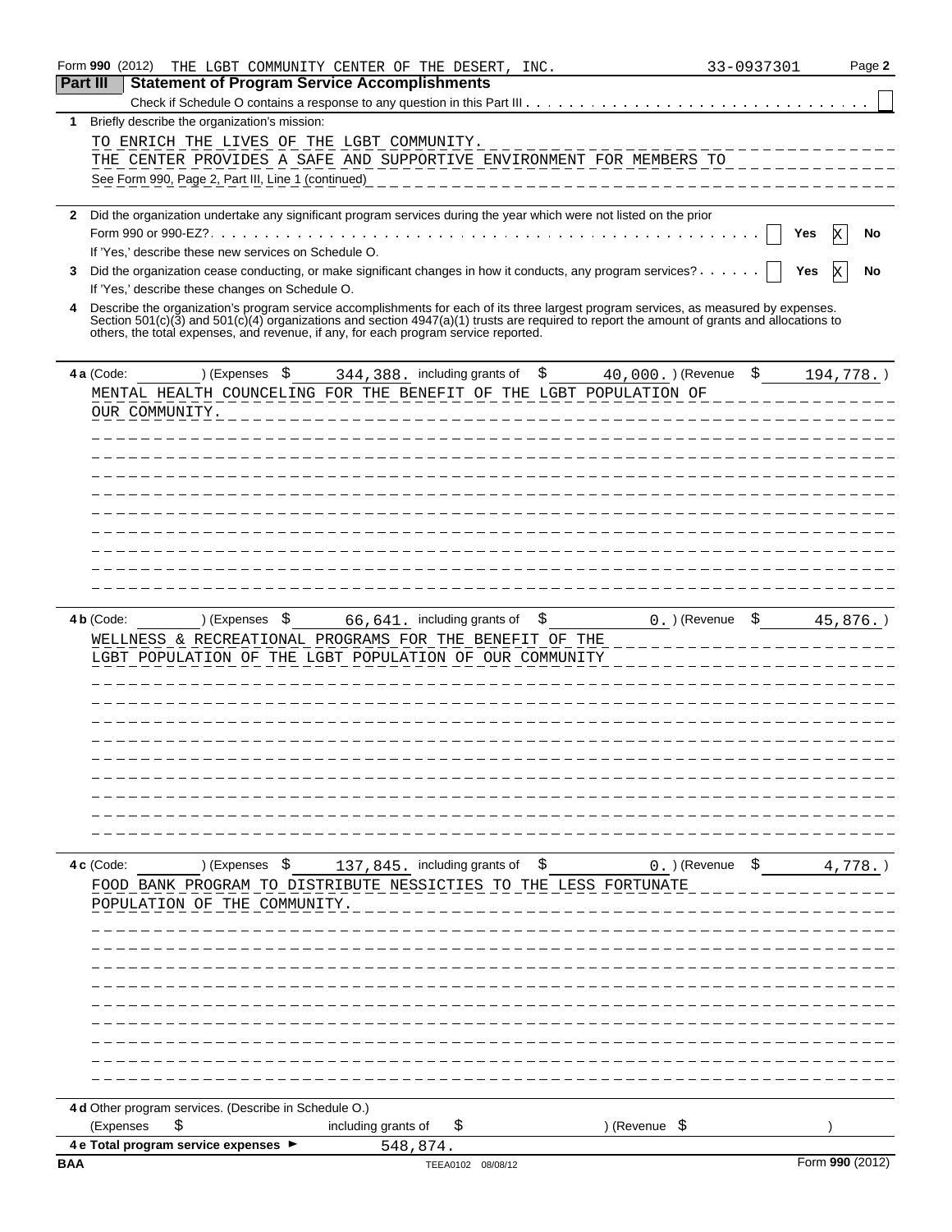Form **990** (2012) THE LGBT COMMUNITY CENTER OF THE DESERT, INC. 33-0937301 Page **2**

## Part III Statement of Program Service Accomplishments

Check if Schedule O contains a response to any question in this Part III . . . ☐

**1** Briefly describe the organization's mission:

TO ENRICH THE LIVES OF THE LGBT COMMUNITY.
THE CENTER PROVIDES A SAFE AND SUPPORTIVE ENVIRONMENT FOR MEMBERS TO
See Form 990, Page 2, Part III, Line 1 (continued)

**2** Did the organization undertake any significant program services during the year which were not listed on the prior Form 990 or 990-EZ? . . . ☐ **Yes** ☒ **No**

If 'Yes,' describe these new services on Schedule O.

**3** Did the organization cease conducting, or make significant changes in how it conducts, any program services? . . . ☐ **Yes** ☒ **No**

If 'Yes,' describe these changes on Schedule O.

**4** Describe the organization's program service accomplishments for each of its three largest program services, as measured by expenses. Section 501(c)(3) and 501(c)(4) organizations and section 4947(a)(1) trusts are required to report the amount of grants and allocations to others, the total expenses, and revenue, if any, for each program service reported.

**4 a** (Code: ) (Expenses $ 344,388. including grants of $ 40,000. ) (Revenue $ 194,778. )

MENTAL HEALTH COUNCELING FOR THE BENEFIT OF THE LGBT POPULATION OF OUR COMMUNITY.

**4 b** (Code: ) (Expenses $ 66,641. including grants of $ 0. ) (Revenue $ 45,876. )

WELLNESS & RECREATIONAL PROGRAMS FOR THE BENEFIT OF THE LGBT POPULATION OF THE LGBT POPULATION OF OUR COMMUNITY

**4 c** (Code: ) (Expenses $ 137,845. including grants of $ 0. ) (Revenue $ 4,778. )

FOOD BANK PROGRAM TO DISTRIBUTE NESSICTIES TO THE LESS FORTUNATE POPULATION OF THE COMMUNITY.

**4 d** Other program services. (Describe in Schedule O.)
(Expenses $ including grants of $ ) (Revenue $ )

**4 e Total program service expenses ►** 548,874.

BAA TEEA0102 08/08/12 Form **990** (2012)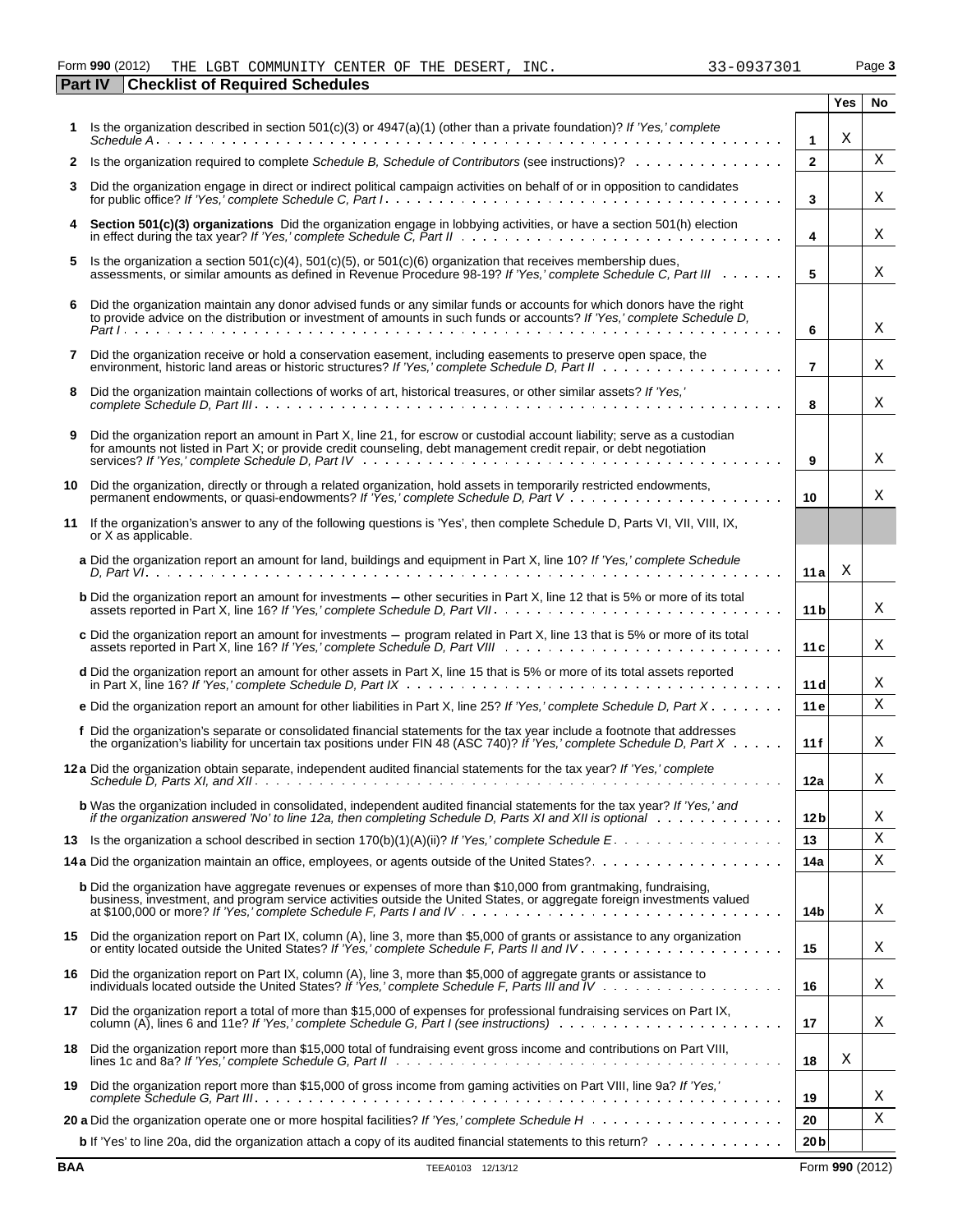Form **990** (2012) THE LGBT COMMUNITY CENTER OF THE DESERT, INC. 33-0937301 Page **3**

**Part IV** **Checklist of Required Schedules**

| | | | Yes | No |
|---|---|---|---|---|
| **1** | Is the organization described in section 501(c)(3) or 4947(a)(1) (other than a private foundation)? *If 'Yes,' complete Schedule A* | **1** | X | |
| **2** | Is the organization required to complete *Schedule B, Schedule of Contributors* (see instructions)? | **2** | | X |
| **3** | Did the organization engage in direct or indirect political campaign activities on behalf of or in opposition to candidates for public office? *If 'Yes,' complete Schedule C, Part I* | **3** | | X |
| **4** | **Section 501(c)(3) organizations** Did the organization engage in lobbying activities, or have a section 501(h) election in effect during the tax year? *If 'Yes,' complete Schedule C, Part II* | **4** | | X |
| **5** | Is the organization a section 501(c)(4), 501(c)(5), or 501(c)(6) organization that receives membership dues, assessments, or similar amounts as defined in Revenue Procedure 98-19? *If 'Yes,' complete Schedule C, Part III* | **5** | | X |
| **6** | Did the organization maintain any donor advised funds or any similar funds or accounts for which donors have the right to provide advice on the distribution or investment of amounts in such funds or accounts? *If 'Yes,' complete Schedule D, Part I* | **6** | | X |
| **7** | Did the organization receive or hold a conservation easement, including easements to preserve open space, the environment, historic land areas or historic structures? *If 'Yes,' complete Schedule D, Part II* | **7** | | X |
| **8** | Did the organization maintain collections of works of art, historical treasures, or other similar assets? *If 'Yes,' complete Schedule D, Part III* | **8** | | X |
| **9** | Did the organization report an amount in Part X, line 21, for escrow or custodial account liability; serve as a custodian for amounts not listed in Part X; or provide credit counseling, debt management credit repair, or debt negotiation services? *If 'Yes,' complete Schedule D, Part IV* | **9** | | X |
| **10** | Did the organization, directly or through a related organization, hold assets in temporarily restricted endowments, permanent endowments, or quasi-endowments? *If 'Yes,' complete Schedule D, Part V* | **10** | | X |
| **11** | If the organization's answer to any of the following questions is 'Yes', then complete Schedule D, Parts VI, VII, VIII, IX, or X as applicable. | | | |
| | **a** Did the organization report an amount for land, buildings and equipment in Part X, line 10? *If 'Yes,' complete Schedule D, Part VI* | **11a** | X | |
| | **b** Did the organization report an amount for investments – other securities in Part X, line 12 that is 5% or more of its total assets reported in Part X, line 16? *If 'Yes,' complete Schedule D, Part VII* | **11b** | | X |
| | **c** Did the organization report an amount for investments – program related in Part X, line 13 that is 5% or more of its total assets reported in Part X, line 16? *If 'Yes,' complete Schedule D, Part VIII* | **11c** | | X |
| | **d** Did the organization report an amount for other assets in Part X, line 15 that is 5% or more of its total assets reported in Part X, line 16? *If 'Yes,' complete Schedule D, Part IX* | **11d** | | X |
| | **e** Did the organization report an amount for other liabilities in Part X, line 25? *If 'Yes,' complete Schedule D, Part X* | **11e** | | X |
| | **f** Did the organization's separate or consolidated financial statements for the tax year include a footnote that addresses the organization's liability for uncertain tax positions under FIN 48 (ASC 740)? *If 'Yes,' complete Schedule D, Part X* | **11f** | | X |
| **12a** | Did the organization obtain separate, independent audited financial statements for the tax year? *If 'Yes,' complete Schedule D, Parts XI, and XII* | **12a** | | X |
| | **b** Was the organization included in consolidated, independent audited financial statements for the tax year? *If 'Yes,' and if the organization answered 'No' to line 12a, then completing Schedule D, Parts XI and XII is optional* | **12b** | | X |
| **13** | Is the organization a school described in section 170(b)(1)(A)(ii)? *If 'Yes,' complete Schedule E* | **13** | | X |
| **14a** | Did the organization maintain an office, employees, or agents outside of the United States? | **14a** | | X |
| | **b** Did the organization have aggregate revenues or expenses of more than $10,000 from grantmaking, fundraising, business, investment, and program service activities outside the United States, or aggregate foreign investments valued at $100,000 or more? *If 'Yes,' complete Schedule F, Parts I and IV* | **14b** | | X |
| **15** | Did the organization report on Part IX, column (A), line 3, more than $5,000 of grants or assistance to any organization or entity located outside the United States? *If 'Yes,' complete Schedule F, Parts II and IV* | **15** | | X |
| **16** | Did the organization report on Part IX, column (A), line 3, more than $5,000 of aggregate grants or assistance to individuals located outside the United States? *If 'Yes,' complete Schedule F, Parts III and IV* | **16** | | X |
| **17** | Did the organization report a total of more than $15,000 of expenses for professional fundraising services on Part IX, column (A), lines 6 and 11e? *If 'Yes,' complete Schedule G, Part I (see instructions)* | **17** | | X |
| **18** | Did the organization report more than $15,000 total of fundraising event gross income and contributions on Part VIII, lines 1c and 8a? *If 'Yes,' complete Schedule G, Part II* | **18** | X | |
| **19** | Did the organization report more than $15,000 of gross income from gaming activities on Part VIII, line 9a? *If 'Yes,' complete Schedule G, Part III* | **19** | | X |
| **20a** | Did the organization operate one or more hospital facilities? *If 'Yes,' complete Schedule H* | **20** | | X |
| | **b** If 'Yes' to line 20a, did the organization attach a copy of its audited financial statements to this return? | **20b** | | |

**BAA** TEEA0103 12/13/12 Form **990** (2012)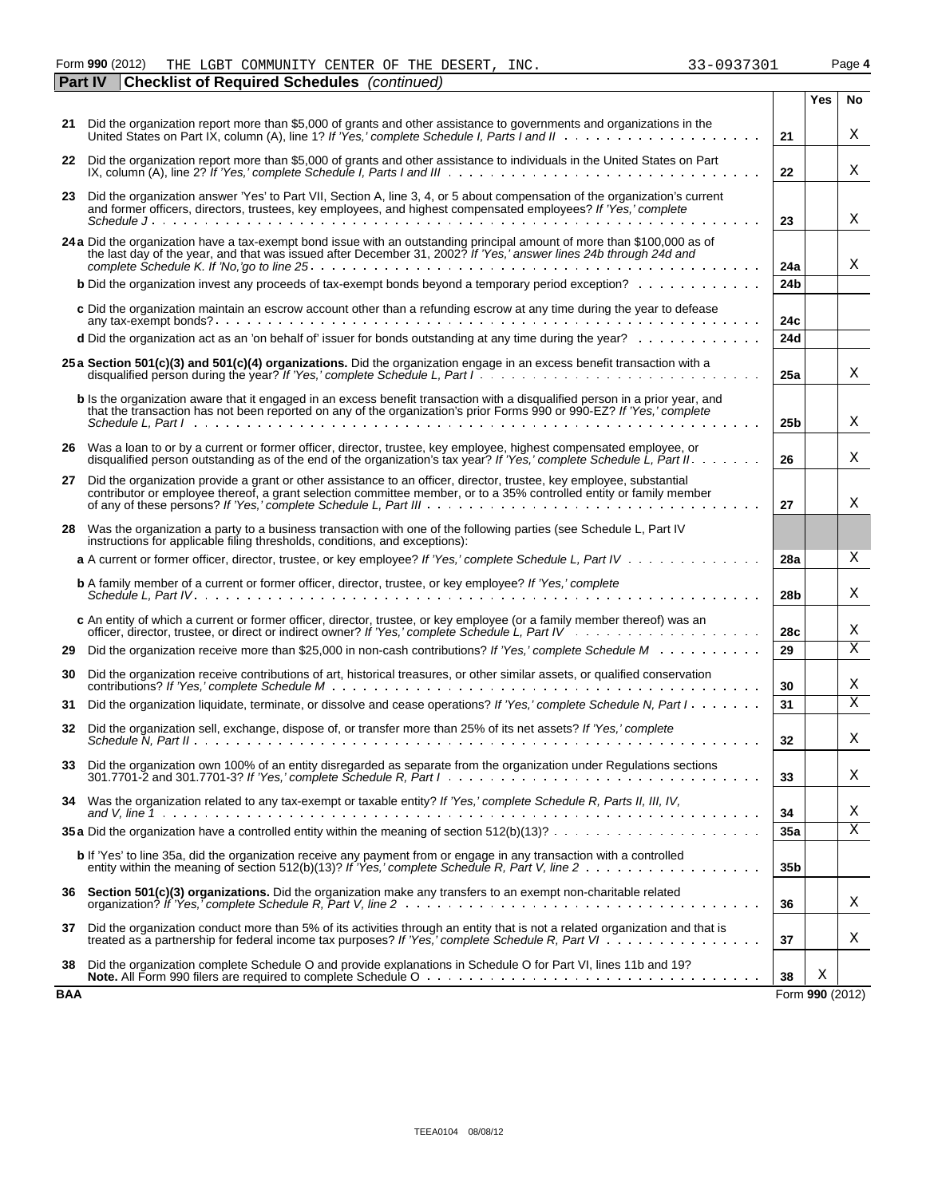Form **990** (2012) THE LGBT COMMUNITY CENTER OF THE DESERT, INC. 33-0937301 Page **4**

**Part IV Checklist of Required Schedules** *(continued)*

| | | | Yes | No |
|---|---|---|---|---|
| **21** | Did the organization report more than $5,000 of grants and other assistance to governments and organizations in the United States on Part IX, column (A), line 1? *If 'Yes,' complete Schedule I, Parts I and II* | **21** | | X |
| **22** | Did the organization report more than $5,000 of grants and other assistance to individuals in the United States on Part IX, column (A), line 2? *If 'Yes,' complete Schedule I, Parts I and III* | **22** | | X |
| **23** | Did the organization answer 'Yes' to Part VII, Section A, line 3, 4, or 5 about compensation of the organization's current and former officers, directors, trustees, key employees, and highest compensated employees? *If 'Yes,' complete Schedule J* | **23** | | X |
| **24a** | Did the organization have a tax-exempt bond issue with an outstanding principal amount of more than $100,000 as of the last day of the year, and that was issued after December 31, 2002? *If 'Yes,' answer lines 24b through 24d and complete Schedule K. If 'No,'go to line 25* | **24a** | | X |
| **b** | Did the organization invest any proceeds of tax-exempt bonds beyond a temporary period exception? | **24b** | | |
| **c** | Did the organization maintain an escrow account other than a refunding escrow at any time during the year to defease any tax-exempt bonds? | **24c** | | |
| **d** | Did the organization act as an 'on behalf of' issuer for bonds outstanding at any time during the year? | **24d** | | |
| **25a** | **Section 501(c)(3) and 501(c)(4) organizations.** Did the organization engage in an excess benefit transaction with a disqualified person during the year? *If 'Yes,' complete Schedule L, Part I* | **25a** | | X |
| **b** | Is the organization aware that it engaged in an excess benefit transaction with a disqualified person in a prior year, and that the transaction has not been reported on any of the organization's prior Forms 990 or 990-EZ? *If 'Yes,' complete Schedule L, Part I* | **25b** | | X |
| **26** | Was a loan to or by a current or former officer, director, trustee, key employee, highest compensated employee, or disqualified person outstanding as of the end of the organization's tax year? *If 'Yes,' complete Schedule L, Part II* | **26** | | X |
| **27** | Did the organization provide a grant or other assistance to an officer, director, trustee, key employee, substantial contributor or employee thereof, a grant selection committee member, or to a 35% controlled entity or family member of any of these persons? *If 'Yes,' complete Schedule L, Part III* | **27** | | X |
| **28** | Was the organization a party to a business transaction with one of the following parties (see Schedule L, Part IV instructions for applicable filing thresholds, conditions, and exceptions): | | | |
| **a** | A current or former officer, director, trustee, or key employee? *If 'Yes,' complete Schedule L, Part IV* | **28a** | | X |
| **b** | A family member of a current or former officer, director, trustee, or key employee? *If 'Yes,' complete Schedule L, Part IV* | **28b** | | X |
| **c** | An entity of which a current or former officer, director, trustee, or key employee (or a family member thereof) was an officer, director, trustee, or direct or indirect owner? *If 'Yes,' complete Schedule L, Part IV* | **28c** | | X |
| **29** | Did the organization receive more than $25,000 in non-cash contributions? *If 'Yes,' complete Schedule M* | **29** | | X |
| **30** | Did the organization receive contributions of art, historical treasures, or other similar assets, or qualified conservation contributions? *If 'Yes,' complete Schedule M* | **30** | | X |
| **31** | Did the organization liquidate, terminate, or dissolve and cease operations? *If 'Yes,' complete Schedule N, Part I* | **31** | | X |
| **32** | Did the organization sell, exchange, dispose of, or transfer more than 25% of its net assets? *If 'Yes,' complete Schedule N, Part II* | **32** | | X |
| **33** | Did the organization own 100% of an entity disregarded as separate from the organization under Regulations sections 301.7701-2 and 301.7701-3? *If 'Yes,' complete Schedule R, Part I* | **33** | | X |
| **34** | Was the organization related to any tax-exempt or taxable entity? *If 'Yes,' complete Schedule R, Parts II, III, IV, and V, line 1* | **34** | | X |
| **35a** | Did the organization have a controlled entity within the meaning of section 512(b)(13)? | **35a** | | X |
| **b** | If 'Yes' to line 35a, did the organization receive any payment from or engage in any transaction with a controlled entity within the meaning of section 512(b)(13)? *If 'Yes,' complete Schedule R, Part V, line 2* | **35b** | | |
| **36** | **Section 501(c)(3) organizations.** Did the organization make any transfers to an exempt non-charitable related organization? *If 'Yes,' complete Schedule R, Part V, line 2* | **36** | | X |
| **37** | Did the organization conduct more than 5% of its activities through an entity that is not a related organization and that is treated as a partnership for federal income tax purposes? *If 'Yes,' complete Schedule R, Part VI* | **37** | | X |
| **38** | Did the organization complete Schedule O and provide explanations in Schedule O for Part VI, lines 11b and 19? **Note.** All Form 990 filers are required to complete Schedule O | **38** | X | |

**BAA** Form **990** (2012)

TEEA0104 08/08/12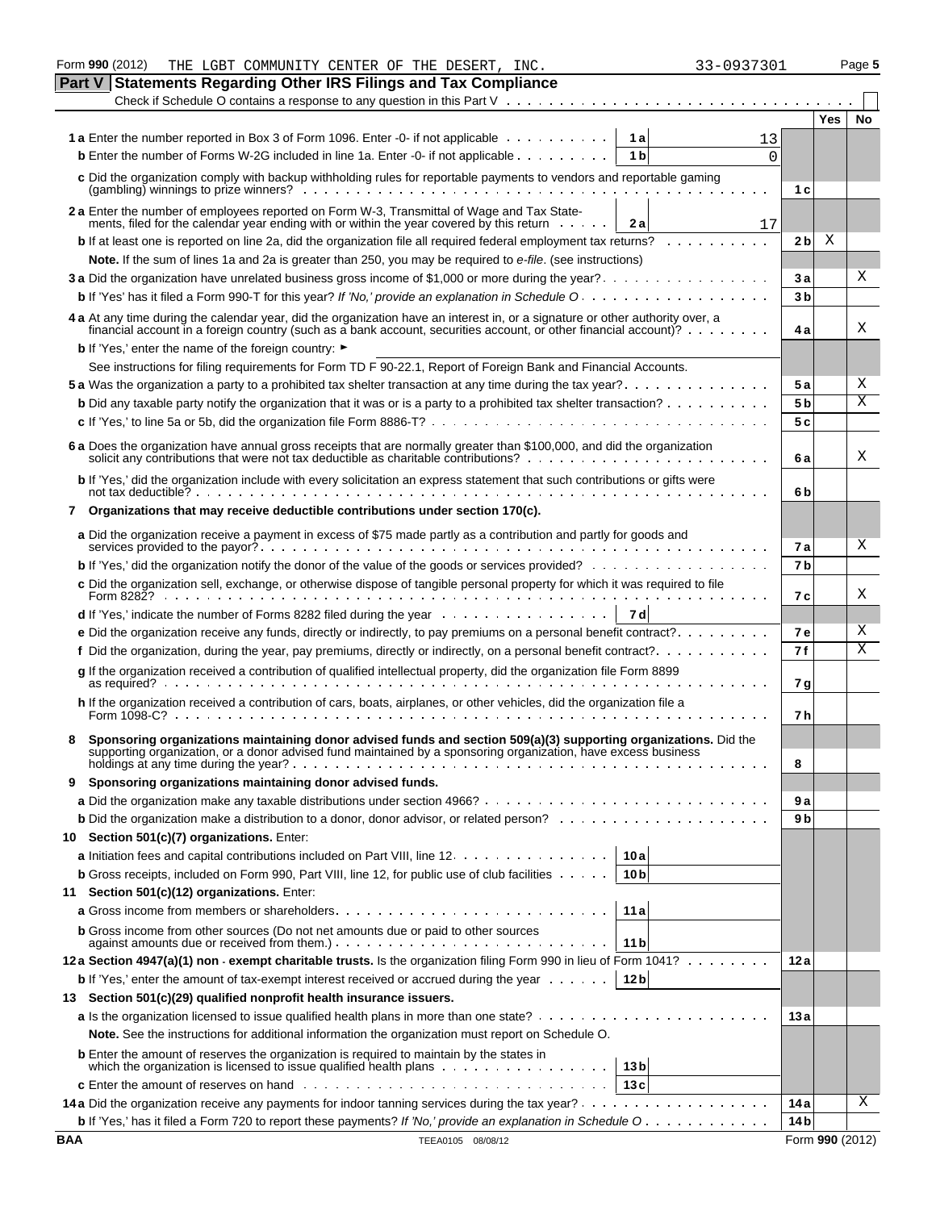Form **990** (2012) THE LGBT COMMUNITY CENTER OF THE DESERT, INC. 33-0937301

## Part V Statements Regarding Other IRS Filings and Tax Compliance

Check if Schedule O contains a response to any question in this Part V . . . . . . . . . . ☐

| | | | Yes | No |
|---|---|---|---|---|
| **1a** Enter the number reported in Box 3 of Form 1096. Enter -0- if not applicable | 1a | 13 | | |
| **b** Enter the number of Forms W-2G included in line 1a. Enter -0- if not applicable | 1b | 0 | | |
| **c** Did the organization comply with backup withholding rules for reportable payments to vendors and reportable gaming (gambling) winnings to prize winners? | 1c | | | |
| **2a** Enter the number of employees reported on Form W-3, Transmittal of Wage and Tax Statements, filed for the calendar year ending with or within the year covered by this return | 2a | 17 | | |
| **b** If at least one is reported on line 2a, did the organization file all required federal employment tax returns? | 2b | | X | |
| **Note.** If the sum of lines 1a and 2a is greater than 250, you may be required to *e-file*. (see instructions) | | | | |
| **3a** Did the organization have unrelated business gross income of $1,000 or more during the year? | 3a | | | X |
| **b** If 'Yes' has it filed a Form 990-T for this year? *If 'No,' provide an explanation in Schedule O* | 3b | | | |
| **4a** At any time during the calendar year, did the organization have an interest in, or a signature or other authority over, a financial account in a foreign country (such as a bank account, securities account, or other financial account)? | 4a | | | X |
| **b** If 'Yes,' enter the name of the foreign country: ► | | | | |
| See instructions for filing requirements for Form TD F 90-22.1, Report of Foreign Bank and Financial Accounts. | | | | |
| **5a** Was the organization a party to a prohibited tax shelter transaction at any time during the tax year? | 5a | | | X |
| **b** Did any taxable party notify the organization that it was or is a party to a prohibited tax shelter transaction? | 5b | | | X |
| **c** If 'Yes,' to line 5a or 5b, did the organization file Form 8886-T? | 5c | | | |
| **6a** Does the organization have annual gross receipts that are normally greater than $100,000, and did the organization solicit any contributions that were not tax deductible as charitable contributions? | 6a | | | X |
| **b** If 'Yes,' did the organization include with every solicitation an express statement that such contributions or gifts were not tax deductible? | 6b | | | |
| **7 Organizations that may receive deductible contributions under section 170(c).** | | | | |
| **a** Did the organization receive a payment in excess of $75 made partly as a contribution and partly for goods and services provided to the payor? | 7a | | | X |
| **b** If 'Yes,' did the organization notify the donor of the value of the goods or services provided? | 7b | | | |
| **c** Did the organization sell, exchange, or otherwise dispose of tangible personal property for which it was required to file Form 8282? | 7c | | | X |
| **d** If 'Yes,' indicate the number of Forms 8282 filed during the year | 7d | | | |
| **e** Did the organization receive any funds, directly or indirectly, to pay premiums on a personal benefit contract? | 7e | | | X |
| **f** Did the organization, during the year, pay premiums, directly or indirectly, on a personal benefit contract? | 7f | | | X |
| **g** If the organization received a contribution of qualified intellectual property, did the organization file Form 8899 as required? | 7g | | | |
| **h** If the organization received a contribution of cars, boats, airplanes, or other vehicles, did the organization file a Form 1098-C? | 7h | | | |
| **8 Sponsoring organizations maintaining donor advised funds and section 509(a)(3) supporting organizations.** Did the supporting organization, or a donor advised fund maintained by a sponsoring organization, have excess business holdings at any time during the year? | 8 | | | |
| **9 Sponsoring organizations maintaining donor advised funds.** | | | | |
| **a** Did the organization make any taxable distributions under section 4966? | 9a | | | |
| **b** Did the organization make a distribution to a donor, donor advisor, or related person? | 9b | | | |
| **10 Section 501(c)(7) organizations.** Enter: | | | | |
| **a** Initiation fees and capital contributions included on Part VIII, line 12 | 10a | | | |
| **b** Gross receipts, included on Form 990, Part VIII, line 12, for public use of club facilities | 10b | | | |
| **11 Section 501(c)(12) organizations.** Enter: | | | | |
| **a** Gross income from members or shareholders | 11a | | | |
| **b** Gross income from other sources (Do not net amounts due or paid to other sources against amounts due or received from them.) | 11b | | | |
| **12a Section 4947(a)(1) non - exempt charitable trusts.** Is the organization filing Form 990 in lieu of Form 1041? | 12a | | | |
| **b** If 'Yes,' enter the amount of tax-exempt interest received or accrued during the year | 12b | | | |
| **13 Section 501(c)(29) qualified nonprofit health insurance issuers.** | | | | |
| **a** Is the organization licensed to issue qualified health plans in more than one state? | 13a | | | |
| **Note.** See the instructions for additional information the organization must report on Schedule O. | | | | |
| **b** Enter the amount of reserves the organization is required to maintain by the states in which the organization is licensed to issue qualified health plans | 13b | | | |
| **c** Enter the amount of reserves on hand | 13c | | | |
| **14a** Did the organization receive any payments for indoor tanning services during the tax year? | 14a | | | X |
| **b** If 'Yes,' has it filed a Form 720 to report these payments? *If 'No,' provide an explanation in Schedule O* | 14b | | | |

BAA TEEA0105 08/08/12 Form **990** (2012)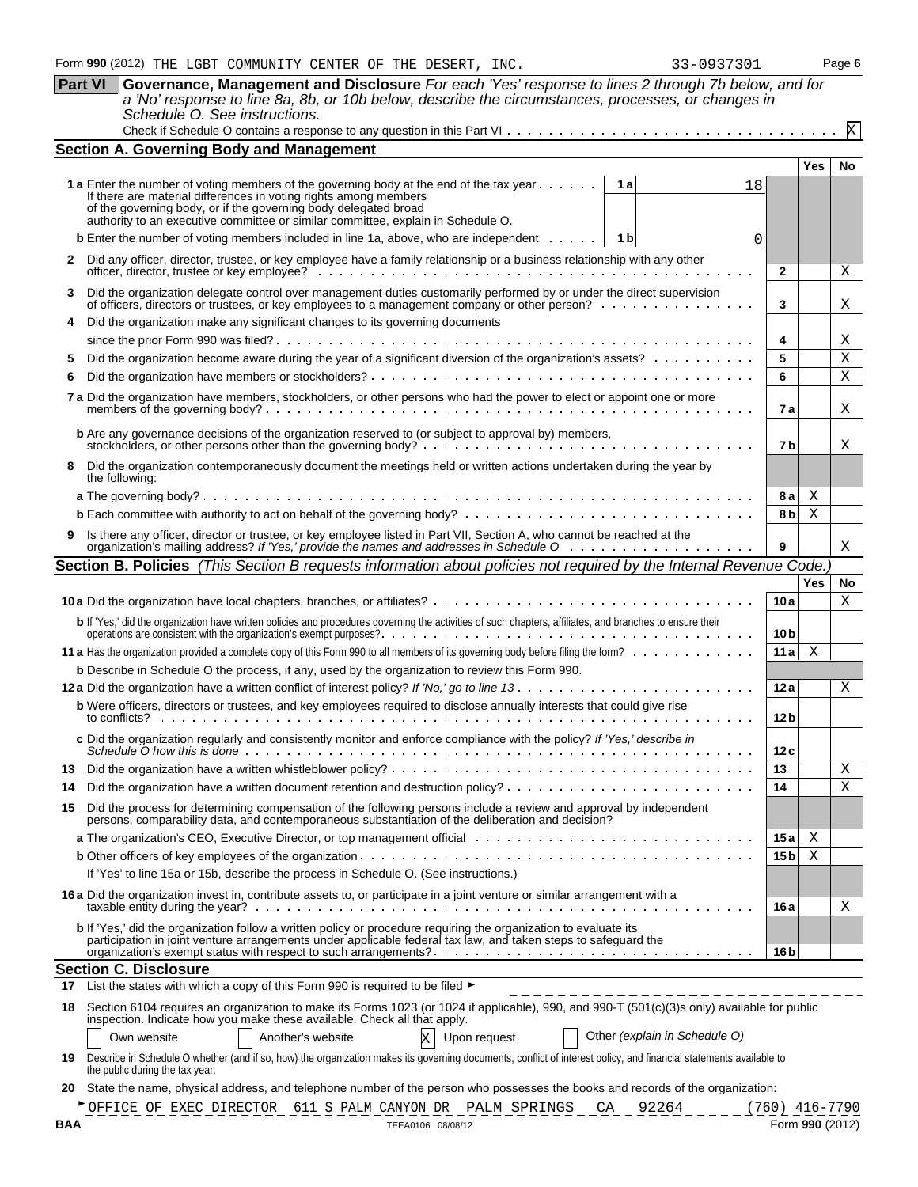Form **990** (2012) THE LGBT COMMUNITY CENTER OF THE DESERT, INC. 33-0937301 Page **6**

## Part VI Governance, Management and Disclosure

*For each 'Yes' response to lines 2 through 7b below, and for a 'No' response to line 8a, 8b, or 10b below, describe the circumstances, processes, or changes in Schedule O. See instructions.*

Check if Schedule O contains a response to any question in this Part VI . . . . . . X

### Section A. Governing Body and Management

| | | | Yes | No |
|---|---|---|---|---|
| **1a** Enter the number of voting members of the governing body at the end of the tax year . . . If there are material differences in voting rights among members of the governing body, or if the governing body delegated broad authority to an executive committee or similar committee, explain in Schedule O. | **1a** 18 | | | |
| **b** Enter the number of voting members included in line 1a, above, who are independent . . . | **1b** 0 | | | |
| **2** Did any officer, director, trustee, or key employee have a family relationship or a business relationship with any other officer, director, trustee or key employee? | | **2** | | X |
| **3** Did the organization delegate control over management duties customarily performed by or under the direct supervision of officers, directors or trustees, or key employees to a management company or other person? | | **3** | | X |
| **4** Did the organization make any significant changes to its governing documents since the prior Form 990 was filed? | | **4** | | X |
| **5** Did the organization become aware during the year of a significant diversion of the organization's assets? | | **5** | | X |
| **6** Did the organization have members or stockholders? | | **6** | | X |
| **7a** Did the organization have members, stockholders, or other persons who had the power to elect or appoint one or more members of the governing body? | | **7a** | | X |
| **b** Are any governance decisions of the organization reserved to (or subject to approval by) members, stockholders, or other persons other than the governing body? | | **7b** | | X |
| **8** Did the organization contemporaneously document the meetings held or written actions undertaken during the year by the following: | | | | |
| **a** The governing body? | | **8a** | X | |
| **b** Each committee with authority to act on behalf of the governing body? | | **8b** | X | |
| **9** Is there any officer, director or trustee, or key employee listed in Part VII, Section A, who cannot be reached at the organization's mailing address? *If 'Yes,' provide the names and addresses in Schedule O* | | **9** | | X |

### Section B. Policies *(This Section B requests information about policies not required by the Internal Revenue Code.)*

| | | Yes | No |
|---|---|---|---|
| **10a** Did the organization have local chapters, branches, or affiliates? | **10a** | | X |
| **b** If 'Yes,' did the organization have written policies and procedures governing the activities of such chapters, affiliates, and branches to ensure their operations are consistent with the organization's exempt purposes? | **10b** | | |
| **11a** Has the organization provided a complete copy of this Form 990 to all members of its governing body before filing the form? | **11a** | X | |
| **b** Describe in Schedule O the process, if any, used by the organization to review this Form 990. | | | |
| **12a** Did the organization have a written conflict of interest policy? *If 'No,' go to line 13* | **12a** | | X |
| **b** Were officers, directors or trustees, and key employees required to disclose annually interests that could give rise to conflicts? | **12b** | | |
| **c** Did the organization regularly and consistently monitor and enforce compliance with the policy? *If 'Yes,' describe in Schedule O how this is done* | **12c** | | |
| **13** Did the organization have a written whistleblower policy? | **13** | | X |
| **14** Did the organization have a written document retention and destruction policy? | **14** | | X |
| **15** Did the process for determining compensation of the following persons include a review and approval by independent persons, comparability data, and contemporaneous substantiation of the deliberation and decision? | | | |
| **a** The organization's CEO, Executive Director, or top management official | **15a** | X | |
| **b** Other officers of key employees of the organization | **15b** | X | |
| If 'Yes' to line 15a or 15b, describe the process in Schedule O. (See instructions.) | | | |
| **16a** Did the organization invest in, contribute assets to, or participate in a joint venture or similar arrangement with a taxable entity during the year? | **16a** | | X |
| **b** If 'Yes,' did the organization follow a written policy or procedure requiring the organization to evaluate its participation in joint venture arrangements under applicable federal tax law, and taken steps to safeguard the organization's exempt status with respect to such arrangements? | **16b** | | |

### Section C. Disclosure

**17** List the states with which a copy of this Form 990 is required to be filed ►

**18** Section 6104 requires an organization to make its Forms 1023 (or 1024 if applicable), 990, and 990-T (501(c)(3)s only) available for public inspection. Indicate how you make these available. Check all that apply.

☐ Own website ☐ Another's website ☒ Upon request ☐ Other *(explain in Schedule O)*

**19** Describe in Schedule O whether (and if so, how) the organization makes its governing documents, conflict of interest policy, and financial statements available to the public during the tax year.

**20** State the name, physical address, and telephone number of the person who possesses the books and records of the organization:

► OFFICE OF EXEC DIRECTOR 611 S PALM CANYON DR PALM SPRINGS CA 92264 (760) 416-7790

BAA TEEA0106 08/08/12 Form **990** (2012)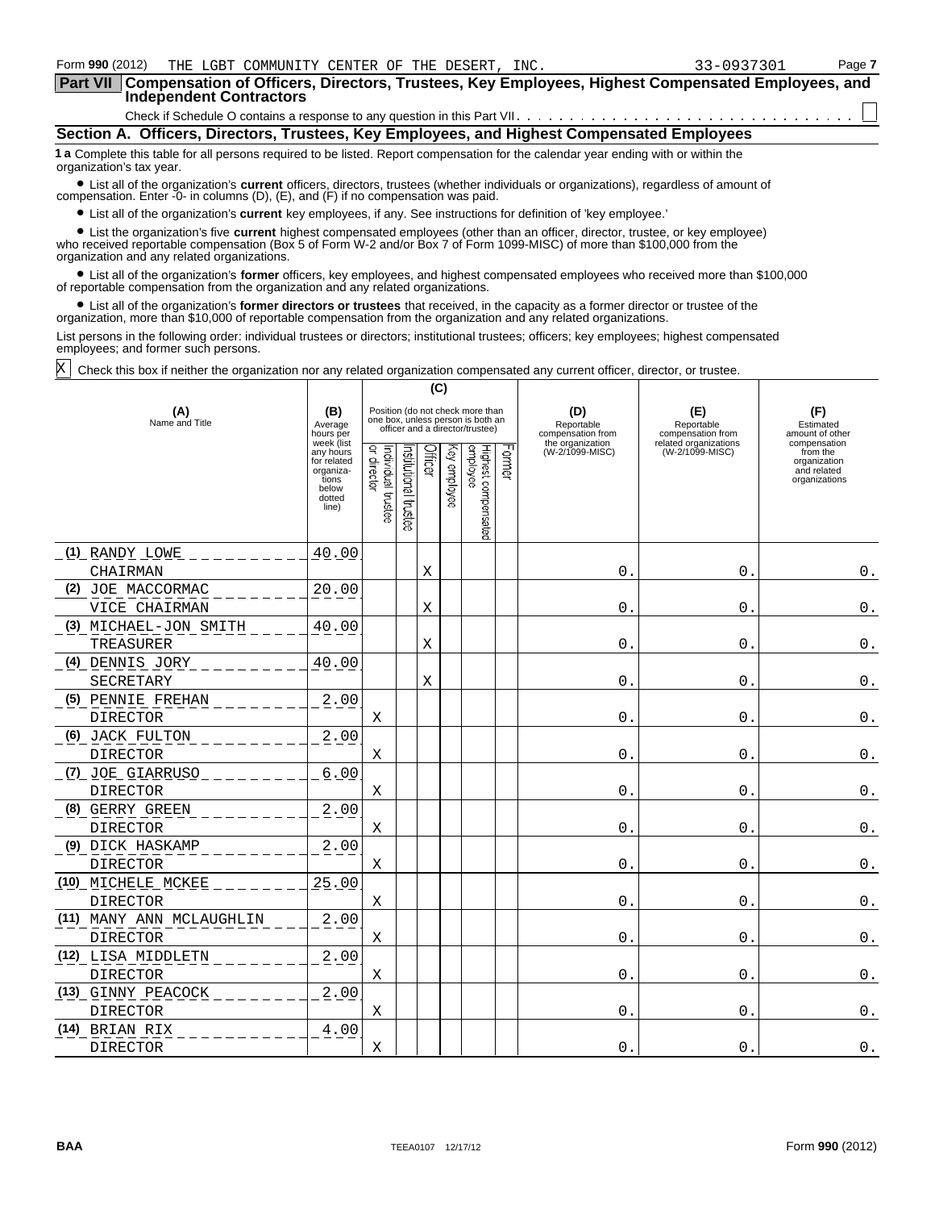Form **990** (2012) THE LGBT COMMUNITY CENTER OF THE DESERT, INC. 33-0937301

## Part VII Compensation of Officers, Directors, Trustees, Key Employees, Highest Compensated Employees, and Independent Contractors

Check if Schedule O contains a response to any question in this Part VII. . . . . . . . . . . . . . . . . . . . . . . . . . . . . . ☐

### Section A. Officers, Directors, Trustees, Key Employees, and Highest Compensated Employees

**1 a** Complete this table for all persons required to be listed. Report compensation for the calendar year ending with or within the organization's tax year.

- List all of the organization's **current** officers, directors, trustees (whether individuals or organizations), regardless of amount of compensation. Enter -0- in columns (D), (E), and (F) if no compensation was paid.
- List all of the organization's **current** key employees, if any. See instructions for definition of 'key employee.'
- List the organization's five **current** highest compensated employees (other than an officer, director, trustee, or key employee) who received reportable compensation (Box 5 of Form W-2 and/or Box 7 of Form 1099-MISC) of more than $100,000 from the organization and any related organizations.
- List all of the organization's **former** officers, key employees, and highest compensated employees who received more than $100,000 of reportable compensation from the organization and any related organizations.
- List all of the organization's **former directors or trustees** that received, in the capacity as a former director or trustee of the organization, more than $10,000 of reportable compensation from the organization and any related organizations.

List persons in the following order: individual trustees or directors; institutional trustees; officers; key employees; highest compensated employees; and former such persons.

X Check this box if neither the organization nor any related organization compensated any current officer, director, or trustee.

| (A) Name and Title | (B) Average hours per week (list any hours for related organizations below dotted line) | (C) Position: Individual trustee or director | Institutional trustee | Officer | Key employee | Highest compensated employee | Former | (D) Reportable compensation from the organization (W-2/1099-MISC) | (E) Reportable compensation from related organizations (W-2/1099-MISC) | (F) Estimated amount of other compensation from the organization and related organizations |
|---|---|---|---|---|---|---|---|---|---|---|
| (1) RANDY LOWE<br>CHAIRMAN | 40.00 | | | X | | | | 0. | 0. | 0. |
| (2) JOE MACCORMAC<br>VICE CHAIRMAN | 20.00 | | | X | | | | 0. | 0. | 0. |
| (3) MICHAEL-JON SMITH<br>TREASURER | 40.00 | | | X | | | | 0. | 0. | 0. |
| (4) DENNIS JORY<br>SECRETARY | 40.00 | | | X | | | | 0. | 0. | 0. |
| (5) PENNIE FREHAN<br>DIRECTOR | 2.00 | X | | | | | | 0. | 0. | 0. |
| (6) JACK FULTON<br>DIRECTOR | 2.00 | X | | | | | | 0. | 0. | 0. |
| (7) JOE GIARRUSO<br>DIRECTOR | 6.00 | X | | | | | | 0. | 0. | 0. |
| (8) GERRY GREEN<br>DIRECTOR | 2.00 | X | | | | | | 0. | 0. | 0. |
| (9) DICK HASKAMP<br>DIRECTOR | 2.00 | X | | | | | | 0. | 0. | 0. |
| (10) MICHELE MCKEE<br>DIRECTOR | 25.00 | X | | | | | | 0. | 0. | 0. |
| (11) MANY ANN MCLAUGHLIN<br>DIRECTOR | 2.00 | X | | | | | | 0. | 0. | 0. |
| (12) LISA MIDDLETN<br>DIRECTOR | 2.00 | X | | | | | | 0. | 0. | 0. |
| (13) GINNY PEACOCK<br>DIRECTOR | 2.00 | X | | | | | | 0. | 0. | 0. |
| (14) BRIAN RIX<br>DIRECTOR | 4.00 | X | | | | | | 0. | 0. | 0. |

BAA TEEA0107 12/17/12 Form **990** (2012)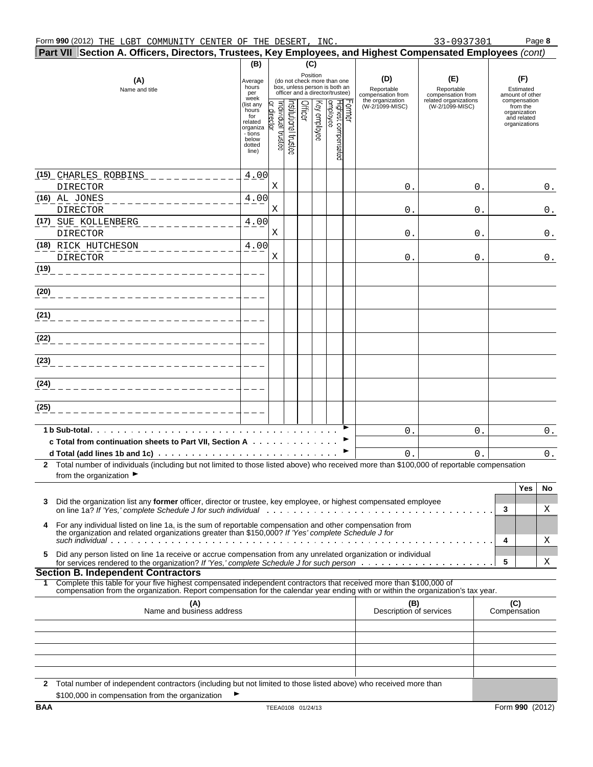Form **990** (2012) THE LGBT COMMUNITY CENTER OF THE DESERT, INC. 33-0937301

**Part VII Section A. Officers, Directors, Trustees, Key Employees, and Highest Compensated Employees** *(cont)*

| (A) Name and title | (B) Average hours per week (list any hours for related organizations below dotted line) | (C) Position: Individual trustee or director | Institutional trustee | Officer | Key employee | Highest compensated employee | Former | (D) Reportable compensation from the organization (W-2/1099-MISC) | (E) Reportable compensation from related organizations (W-2/1099-MISC) | (F) Estimated amount of other compensation from the organization and related organizations |
|---|---|---|---|---|---|---|---|---|---|---|
| (15) CHARLES ROBBINS DIRECTOR | 4.00 | X | | | | | | 0. | 0. | 0. |
| (16) AL JONES DIRECTOR | 4.00 | X | | | | | | 0. | 0. | 0. |
| (17) SUE KOLLENBERG DIRECTOR | 4.00 | X | | | | | | 0. | 0. | 0. |
| (18) RICK HUTCHESON DIRECTOR | 4.00 | X | | | | | | 0. | 0. | 0. |
| (19) | | | | | | | | | | |
| (20) | | | | | | | | | | |
| (21) | | | | | | | | | | |
| (22) | | | | | | | | | | |
| (23) | | | | | | | | | | |
| (24) | | | | | | | | | | |
| (25) | | | | | | | | | | |
| **1 b Sub-total** | | | | | | | | 0. | 0. | 0. |
| **c Total from continuation sheets to Part VII, Section A** | | | | | | | | | | |
| **d Total (add lines 1b and 1c)** | | | | | | | | 0. | 0. | 0. |

**2** Total number of individuals (including but not limited to those listed above) who received more than $100,000 of reportable compensation from the organization ►

| | | | Yes | No |
|---|---|---|---|---|
| **3** | Did the organization list any **former** officer, director or trustee, key employee, or highest compensated employee on line 1a? *If 'Yes,' complete Schedule J for such individual* | 3 | | X |
| **4** | For any individual listed on line 1a, is the sum of reportable compensation and other compensation from the organization and related organizations greater than $150,000? *If 'Yes' complete Schedule J for such individual* | 4 | | X |
| **5** | Did any person listed on line 1a receive or accrue compensation from any unrelated organization or individual for services rendered to the organization? *If 'Yes,' complete Schedule J for such person* | 5 | | X |

**Section B. Independent Contractors**

**1** Complete this table for your five highest compensated independent contractors that received more than $100,000 of compensation from the organization. Report compensation for the calendar year ending with or within the organization's tax year.

| (A) Name and business address | (B) Description of services | (C) Compensation |
|---|---|---|
| | | |
| | | |
| | | |
| | | |
| | | |

**2** Total number of independent contractors (including but not limited to those listed above) who received more than $100,000 in compensation from the organization ►

BAA TEEA0108 01/24/13 Form **990** (2012)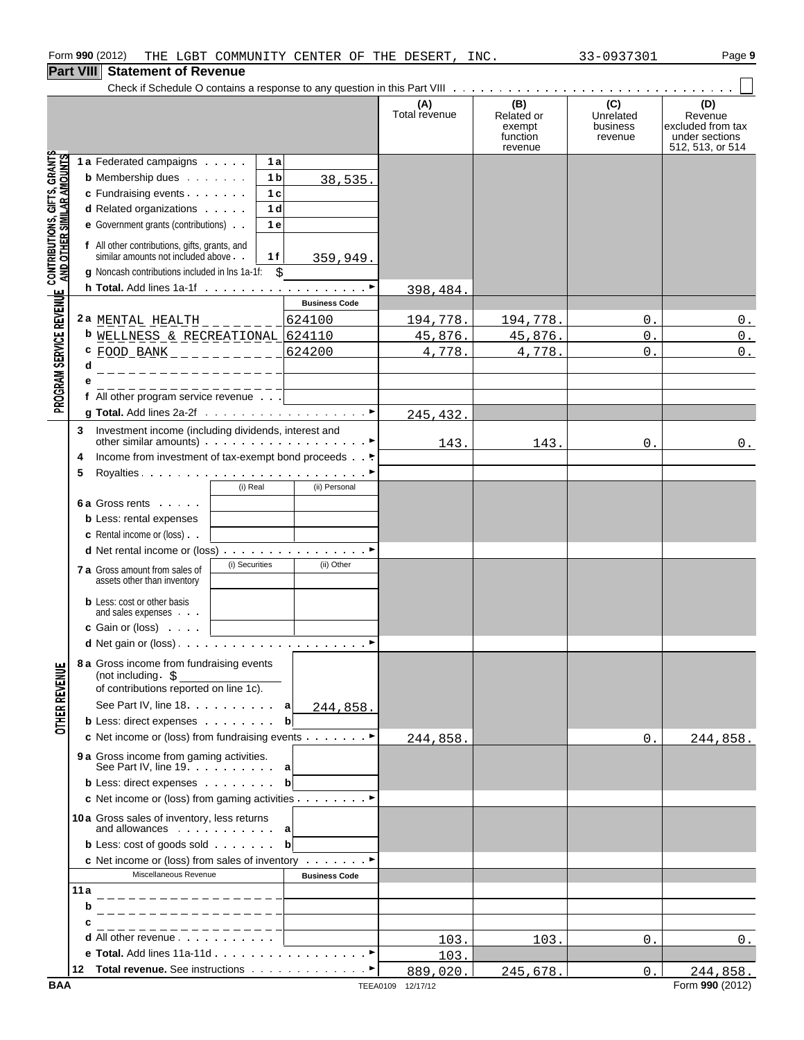Form 990 (2012) THE LGBT COMMUNITY CENTER OF THE DESERT, INC. 33-0937301

## Part VIII Statement of Revenue

Check if Schedule O contains a response to any question in this Part VIII ☐

| | | | (A) Total revenue | (B) Related or exempt function revenue | (C) Unrelated business revenue | (D) Revenue excluded from tax under sections 512, 513, or 514 |
|---|---|---|---|---|---|---|
| **CONTRIBUTIONS, GIFTS, GRANTS AND OTHER SIMILAR AMOUNTS** | 1a Federated campaigns | 1a | | | | |
| | b Membership dues | 1b 38,535. | | | | |
| | c Fundraising events | 1c | | | | |
| | d Related organizations | 1d | | | | |
| | e Government grants (contributions) | 1e | | | | |
| | f All other contributions, gifts, grants, and similar amounts not included above | 1f 359,949. | | | | |
| | g Noncash contributions included in lns 1a-1f: $ | | | | | |
| | h **Total.** Add lines 1a-1f | | 398,484. | | | |
| **PROGRAM SERVICE REVENUE** | | Business Code | | | | |
| | 2a MENTAL HEALTH | 624100 | 194,778. | 194,778. | 0. | 0. |
| | b WELLNESS & RECREATIONAL | 624110 | 45,876. | 45,876. | 0. | 0. |
| | c FOOD BANK | 624200 | 4,778. | 4,778. | 0. | 0. |
| | d | | | | | |
| | e | | | | | |
| | f All other program service revenue | | | | | |
| | g **Total.** Add lines 2a-2f | | 245,432. | | | |
| | 3 Investment income (including dividends, interest and other similar amounts) | | 143. | 143. | 0. | 0. |
| | 4 Income from investment of tax-exempt bond proceeds | | | | | |
| | 5 Royalties | | | | | |
| | | (i) Real / (ii) Personal | | | | |
| | 6a Gross rents | | | | | |
| | b Less: rental expenses | | | | | |
| | c Rental income or (loss) | | | | | |
| | d Net rental income or (loss) | | | | | |
| | | (i) Securities / (ii) Other | | | | |
| | 7a Gross amount from sales of assets other than inventory | | | | | |
| | b Less: cost or other basis and sales expenses | | | | | |
| | c Gain or (loss) | | | | | |
| | d Net gain or (loss) | | | | | |
| **OTHER REVENUE** | 8a Gross income from fundraising events (not including $ of contributions reported on line 1c). See Part IV, line 18 | a 244,858. | | | | |
| | b Less: direct expenses | b | | | | |
| | c Net income or (loss) from fundraising events | | 244,858. | | 0. | 244,858. |
| | 9a Gross income from gaming activities. See Part IV, line 19 | a | | | | |
| | b Less: direct expenses | b | | | | |
| | c Net income or (loss) from gaming activities | | | | | |
| | 10a Gross sales of inventory, less returns and allowances | a | | | | |
| | b Less: cost of goods sold | b | | | | |
| | c Net income or (loss) from sales of inventory | | | | | |
| | Miscellaneous Revenue | Business Code | | | | |
| | 11a | | | | | |
| | b | | | | | |
| | c | | | | | |
| | d All other revenue | | 103. | 103. | 0. | 0. |
| | e **Total.** Add lines 11a-11d | | 103. | | | |
| | 12 **Total revenue.** See instructions | | 889,020. | 245,678. | 0. | 244,858. |

BAA TEEA0109 12/17/12 Form **990** (2012)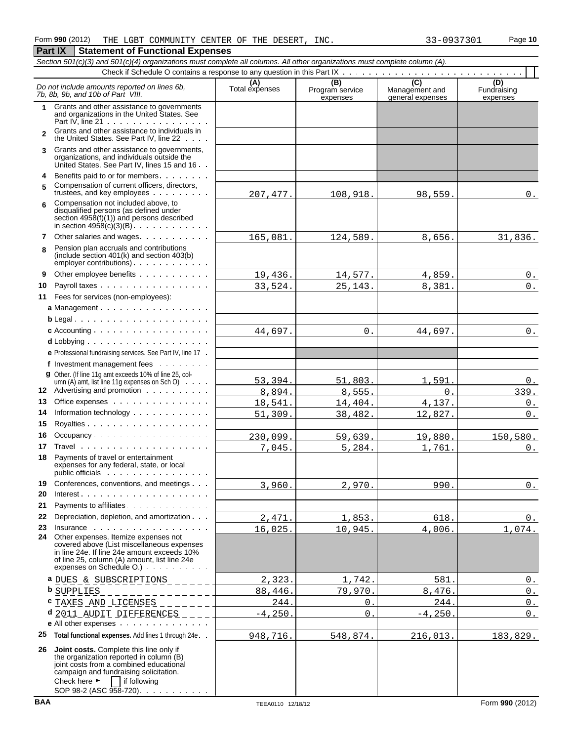Form **990** (2012) THE LGBT COMMUNITY CENTER OF THE DESERT, INC. 33-0937301

## Part IX Statement of Functional Expenses

*Section 501(c)(3) and 501(c)(4) organizations must complete all columns. All other organizations must complete column (A).*

Check if Schedule O contains a response to any question in this Part IX . . . . . . . . . . . . . . . . . . . . . . . . . . . . ☐

| *Do not include amounts reported on lines 6b, 7b, 8b, 9b, and 10b of Part VIII.* | (A) Total expenses | (B) Program service expenses | (C) Management and general expenses | (D) Fundraising expenses |
|---|---|---|---|---|
| **1** Grants and other assistance to governments and organizations in the United States. See Part IV, line 21 | | | | |
| **2** Grants and other assistance to individuals in the United States. See Part IV, line 22 | | | | |
| **3** Grants and other assistance to governments, organizations, and individuals outside the United States. See Part IV, lines 15 and 16 | | | | |
| **4** Benefits paid to or for members | | | | |
| **5** Compensation of current officers, directors, trustees, and key employees | 207,477. | 108,918. | 98,559. | 0. |
| **6** Compensation not included above, to disqualified persons (as defined under section 4958(f)(1)) and persons described in section 4958(c)(3)(B) | | | | |
| **7** Other salaries and wages | 165,081. | 124,589. | 8,656. | 31,836. |
| **8** Pension plan accruals and contributions (include section 401(k) and section 403(b) employer contributions) | | | | |
| **9** Other employee benefits | 19,436. | 14,577. | 4,859. | 0. |
| **10** Payroll taxes | 33,524. | 25,143. | 8,381. | 0. |
| **11** Fees for services (non-employees): | | | | |
| **a** Management | | | | |
| **b** Legal | | | | |
| **c** Accounting | 44,697. | 0. | 44,697. | 0. |
| **d** Lobbying | | | | |
| **e** Professional fundraising services. See Part IV, line 17 | | | | |
| **f** Investment management fees | | | | |
| **g** Other. (If line 11g amt exceeds 10% of line 25, column (A) amt, list line 11g expenses on Sch O) | 53,394. | 51,803. | 1,591. | 0. |
| **12** Advertising and promotion | 8,894. | 8,555. | 0. | 339. |
| **13** Office expenses | 18,541. | 14,404. | 4,137. | 0. |
| **14** Information technology | 51,309. | 38,482. | 12,827. | 0. |
| **15** Royalties | | | | |
| **16** Occupancy | 230,099. | 59,639. | 19,880. | 150,580. |
| **17** Travel | 7,045. | 5,284. | 1,761. | 0. |
| **18** Payments of travel or entertainment expenses for any federal, state, or local public officials | | | | |
| **19** Conferences, conventions, and meetings | 3,960. | 2,970. | 990. | 0. |
| **20** Interest | | | | |
| **21** Payments to affiliates | | | | |
| **22** Depreciation, depletion, and amortization | 2,471. | 1,853. | 618. | 0. |
| **23** Insurance | 16,025. | 10,945. | 4,006. | 1,074. |
| **24** Other expenses. Itemize expenses not covered above (List miscellaneous expenses in line 24e. If line 24e amount exceeds 10% of line 25, column (A) amount, list line 24e expenses on Schedule O.) | | | | |
| **a** DUES & SUBSCRIPTIONS | 2,323. | 1,742. | 581. | 0. |
| **b** SUPPLIES | 88,446. | 79,970. | 8,476. | 0. |
| **c** TAXES AND LICENSES | 244. | 0. | 244. | 0. |
| **d** 2011 AUDIT DIFFERENCES | -4,250. | 0. | -4,250. | 0. |
| **e** All other expenses | | | | |
| **25 Total functional expenses.** Add lines 1 through 24e | 948,716. | 548,874. | 216,013. | 183,829. |
| **26 Joint costs.** Complete this line only if the organization reported in column (B) joint costs from a combined educational campaign and fundraising solicitation. Check here ► ☐ if following SOP 98-2 (ASC 958-720) | | | | |

BAA TEEA0110 12/18/12 Form **990** (2012)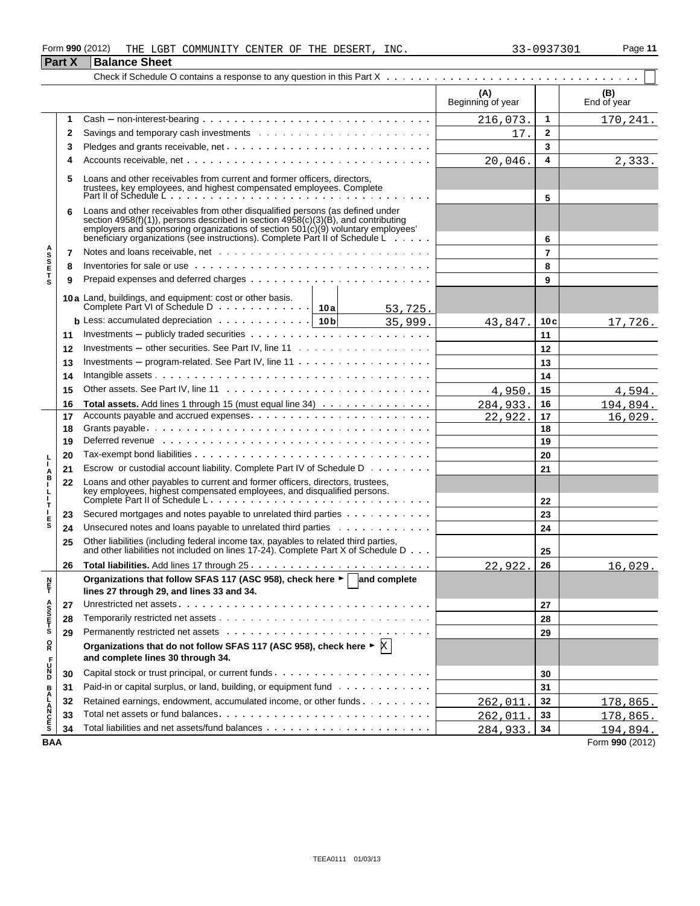Form 990 (2012) THE LGBT COMMUNITY CENTER OF THE DESERT, INC. 33-0937301

## Part X Balance Sheet

Check if Schedule O contains a response to any question in this Part X ☐

| | | | (A) Beginning of year | | (B) End of year |
|---|---|---|---|---|---|
| ASSETS | 1 | Cash – non-interest-bearing | 216,073. | 1 | 170,241. |
| | 2 | Savings and temporary cash investments | 17. | 2 | |
| | 3 | Pledges and grants receivable, net | | 3 | |
| | 4 | Accounts receivable, net | 20,046. | 4 | 2,333. |
| | 5 | Loans and other receivables from current and former officers, directors, trustees, key employees, and highest compensated employees. Complete Part II of Schedule L | | 5 | |
| | 6 | Loans and other receivables from other disqualified persons (as defined under section 4958(f)(1)), persons described in section 4958(c)(3)(B), and contributing employers and sponsoring organizations of section 501(c)(9) voluntary employees' beneficiary organizations (see instructions). Complete Part II of Schedule L | | 6 | |
| | 7 | Notes and loans receivable, net | | 7 | |
| | 8 | Inventories for sale or use | | 8 | |
| | 9 | Prepaid expenses and deferred charges | | 9 | |
| | 10a | Land, buildings, and equipment: cost or other basis. Complete Part VI of Schedule D — 10a: 53,725. | | | |
| | b | Less: accumulated depreciation — 10b: 35,999. | 43,847. | 10c | 17,726. |
| | 11 | Investments – publicly traded securities | | 11 | |
| | 12 | Investments – other securities. See Part IV, line 11 | | 12 | |
| | 13 | Investments – program-related. See Part IV, line 11 | | 13 | |
| | 14 | Intangible assets | | 14 | |
| | 15 | Other assets. See Part IV, line 11 | 4,950. | 15 | 4,594. |
| | 16 | **Total assets.** Add lines 1 through 15 (must equal line 34) | 284,933. | 16 | 194,894. |
| LIABILITIES | 17 | Accounts payable and accrued expenses | 22,922. | 17 | 16,029. |
| | 18 | Grants payable | | 18 | |
| | 19 | Deferred revenue | | 19 | |
| | 20 | Tax-exempt bond liabilities | | 20 | |
| | 21 | Escrow or custodial account liability. Complete Part IV of Schedule D | | 21 | |
| | 22 | Loans and other payables to current and former officers, directors, trustees, key employees, highest compensated employees, and disqualified persons. Complete Part II of Schedule L | | 22 | |
| | 23 | Secured mortgages and notes payable to unrelated third parties | | 23 | |
| | 24 | Unsecured notes and loans payable to unrelated third parties | | 24 | |
| | 25 | Other liabilities (including federal income tax, payables to related third parties, and other liabilities not included on lines 17-24). Complete Part X of Schedule D | | 25 | |
| | 26 | **Total liabilities.** Add lines 17 through 25 | 22,922. | 26 | 16,029. |
| NET ASSETS OR FUND BALANCES | | **Organizations that follow SFAS 117 (ASC 958), check here ► ☐ and complete lines 27 through 29, and lines 33 and 34.** | | | |
| | 27 | Unrestricted net assets | | 27 | |
| | 28 | Temporarily restricted net assets | | 28 | |
| | 29 | Permanently restricted net assets | | 29 | |
| | | **Organizations that do not follow SFAS 117 (ASC 958), check here ► X and complete lines 30 through 34.** | | | |
| | 30 | Capital stock or trust principal, or current funds | | 30 | |
| | 31 | Paid-in or capital surplus, or land, building, or equipment fund | | 31 | |
| | 32 | Retained earnings, endowment, accumulated income, or other funds | 262,011. | 32 | 178,865. |
| | 33 | Total net assets or fund balances | 262,011. | 33 | 178,865. |
| | 34 | Total liabilities and net assets/fund balances | 284,933. | 34 | 194,894. |

BAA Form 990 (2012)

TEEA0111 01/03/13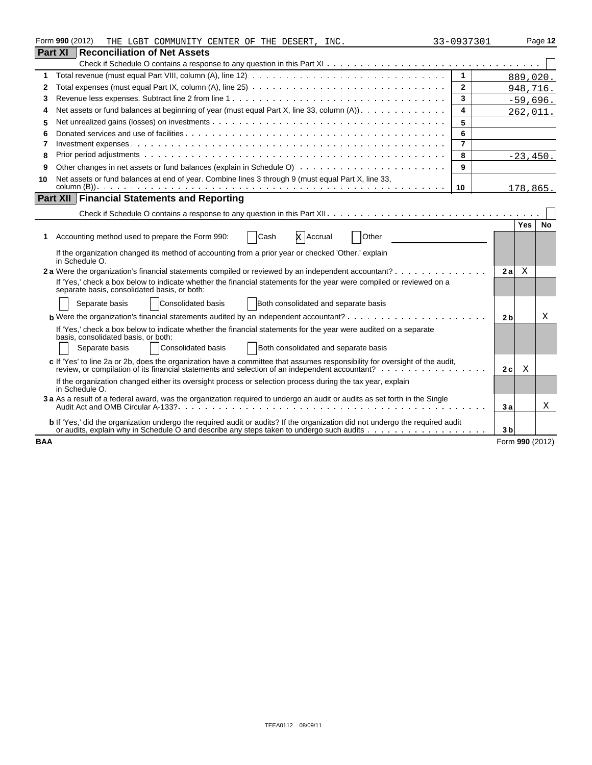Form **990** (2012) THE LGBT COMMUNITY CENTER OF THE DESERT, INC. 33-0937301 Page **12**

## Part XI Reconciliation of Net Assets

Check if Schedule O contains a response to any question in this Part XI ☐

| | | | |
|---|---|---|---|
| **1** | Total revenue (must equal Part VIII, column (A), line 12) | **1** | 889,020. |
| **2** | Total expenses (must equal Part IX, column (A), line 25) | **2** | 948,716. |
| **3** | Revenue less expenses. Subtract line 2 from line 1 | **3** | -59,696. |
| **4** | Net assets or fund balances at beginning of year (must equal Part X, line 33, column (A)) | **4** | 262,011. |
| **5** | Net unrealized gains (losses) on investments | **5** | |
| **6** | Donated services and use of facilities | **6** | |
| **7** | Investment expenses | **7** | |
| **8** | Prior period adjustments | **8** | -23,450. |
| **9** | Other changes in net assets or fund balances (explain in Schedule O) | **9** | |
| **10** | Net assets or fund balances at end of year. Combine lines 3 through 9 (must equal Part X, line 33, column (B)) | **10** | 178,865. |

## Part XII Financial Statements and Reporting

Check if Schedule O contains a response to any question in this Part XII ☐

| | | | Yes | No |
|---|---|---|---|---|
| **1** | Accounting method used to prepare the Form 990: ☐ Cash ☒ Accrual ☐ Other | | | |
| | If the organization changed its method of accounting from a prior year or checked 'Other,' explain in Schedule O. | | | |
| **2 a** | Were the organization's financial statements compiled or reviewed by an independent accountant? | **2a** | X | |
| | If 'Yes,' check a box below to indicate whether the financial statements for the year were compiled or reviewed on a separate basis, consolidated basis, or both: ☐ Separate basis ☐ Consolidated basis ☐ Both consolidated and separate basis | | | |
| **b** | Were the organization's financial statements audited by an independent accountant? | **2b** | | X |
| | If 'Yes,' check a box below to indicate whether the financial statements for the year were audited on a separate basis, consolidated basis, or both: ☐ Separate basis ☐ Consolidated basis ☐ Both consolidated and separate basis | | | |
| **c** | If 'Yes' to line 2a or 2b, does the organization have a committee that assumes responsibility for oversight of the audit, review, or compilation of its financial statements and selection of an independent accountant? | **2c** | X | |
| | If the organization changed either its oversight process or selection process during the tax year, explain in Schedule O. | | | |
| **3 a** | As a result of a federal award, was the organization required to undergo an audit or audits as set forth in the Single Audit Act and OMB Circular A-133? | **3a** | | X |
| **b** | If 'Yes,' did the organization undergo the required audit or audits? If the organization did not undergo the required audit or audits, explain why in Schedule O and describe any steps taken to undergo such audits | **3b** | | |

**BAA** Form **990** (2012)

TEEA0112 08/09/11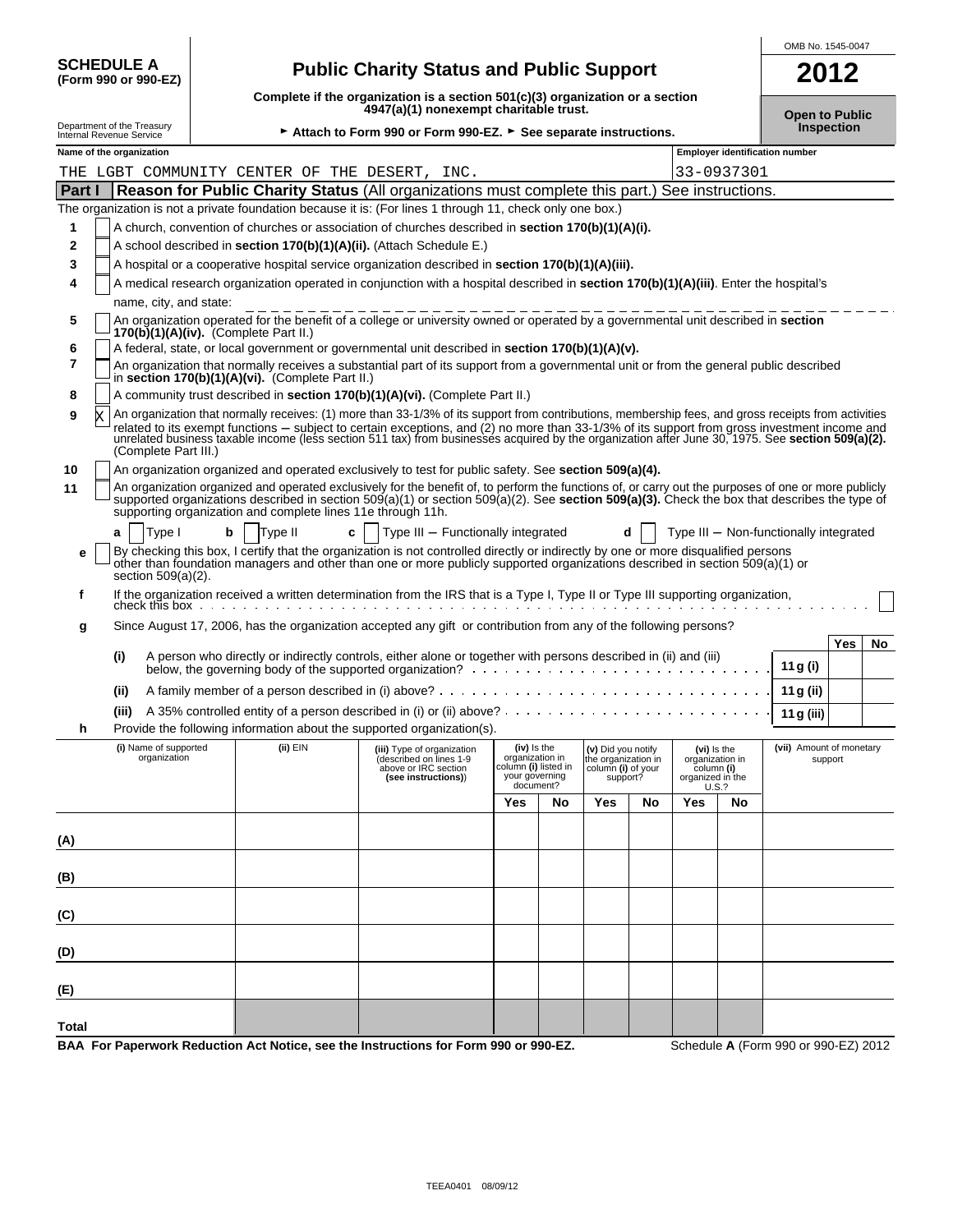**SCHEDULE A**
**(Form 990 or 990-EZ)**

Department of the Treasury
Internal Revenue Service

# Public Charity Status and Public Support

**Complete if the organization is a section 501(c)(3) organization or a section 4947(a)(1) nonexempt charitable trust.**

► **Attach to Form 990 or Form 990-EZ.** ► **See separate instructions.**

OMB No. 1545-0047

**2012**

**Open to Public Inspection**

| Name of the organization | Employer identification number |
|---|---|
| THE LGBT COMMUNITY CENTER OF THE DESERT, INC. | 33-0937301 |

## Part I — Reason for Public Charity Status (All organizations must complete this part.) See instructions.

The organization is not a private foundation because it is: (For lines 1 through 11, check only one box.)

1. [ ] A church, convention of churches or association of churches described in **section 170(b)(1)(A)(i).**
2. [ ] A school described in **section 170(b)(1)(A)(ii).** (Attach Schedule E.)
3. [ ] A hospital or a cooperative hospital service organization described in **section 170(b)(1)(A)(iii).**
4. [ ] A medical research organization operated in conjunction with a hospital described in **section 170(b)(1)(A)(iii)**. Enter the hospital's name, city, and state: ______________________________
5. [ ] An organization operated for the benefit of a college or university owned or operated by a governmental unit described in **section 170(b)(1)(A)(iv).** (Complete Part II.)
6. [ ] A federal, state, or local government or governmental unit described in **section 170(b)(1)(A)(v).**
7. [ ] An organization that normally receives a substantial part of its support from a governmental unit or from the general public described in **section 170(b)(1)(A)(vi).** (Complete Part II.)
8. [ ] A community trust described in **section 170(b)(1)(A)(vi).** (Complete Part II.)
9. [X] An organization that normally receives: (1) more than 33-1/3% of its support from contributions, membership fees, and gross receipts from activities related to its exempt functions – subject to certain exceptions, and (2) no more than 33-1/3% of its support from gross investment income and unrelated business taxable income (less section 511 tax) from businesses acquired by the organization after June 30, 1975. See **section 509(a)(2).** (Complete Part III.)
10. [ ] An organization organized and operated exclusively to test for public safety. See **section 509(a)(4).**
11. [ ] An organization organized and operated exclusively for the benefit of, to perform the functions of, or carry out the purposes of one or more publicly supported organizations described in section 509(a)(1) or section 509(a)(2). See **section 509(a)(3).** Check the box that describes the type of supporting organization and complete lines 11e through 11h.

   **a** [ ] Type I  **b** [ ] Type II  **c** [ ] Type III – Functionally integrated  **d** [ ] Type III – Non-functionally integrated

   **e** [ ] By checking this box, I certify that the organization is not controlled directly or indirectly by one or more disqualified persons other than foundation managers and other than one or more publicly supported organizations described in section 509(a)(1) or section 509(a)(2).

   **f** If the organization received a written determination from the IRS that is a Type I, Type II or Type III supporting organization, check this box [ ]

   **g** Since August 17, 2006, has the organization accepted any gift or contribution from any of the following persons?

| | | | Yes | No |
|---|---|---|---|---|
| (i) | A person who directly or indirectly controls, either alone or together with persons described in (ii) and (iii) below, the governing body of the supported organization? | 11 g (i) | | |
| (ii) | A family member of a person described in (i) above? | 11 g (ii) | | |
| (iii) | A 35% controlled entity of a person described in (i) or (ii) above? | 11 g (iii) | | |

   **h** Provide the following information about the supported organization(s).

| (i) Name of supported organization | (ii) EIN | (iii) Type of organization (described on lines 1-9 above or IRC section (see instructions)) | (iv) Is the organization in column (i) listed in your governing document? | | (v) Did you notify the organization in column (i) of your support? | | (vi) Is the organization in column (i) organized in the U.S.? | | (vii) Amount of monetary support |
|---|---|---|---|---|---|---|---|---|---|
| | | | Yes | No | Yes | No | Yes | No | |
| (A) | | | | | | | | | |
| (B) | | | | | | | | | |
| (C) | | | | | | | | | |
| (D) | | | | | | | | | |
| (E) | | | | | | | | | |
| Total | | | | | | | | | |

**BAA For Paperwork Reduction Act Notice, see the Instructions for Form 990 or 990-EZ.** Schedule **A** (Form 990 or 990-EZ) 2012

TEEA0401 08/09/12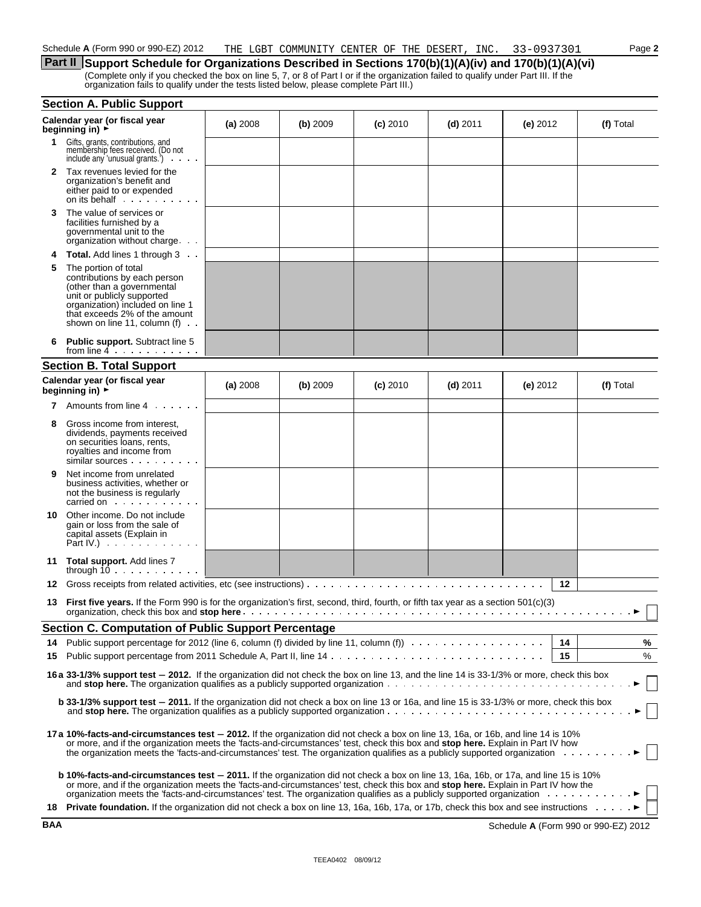Schedule **A** (Form 990 or 990-EZ) 2012 THE LGBT COMMUNITY CENTER OF THE DESERT, INC. 33-0937301

## Part II Support Schedule for Organizations Described in Sections 170(b)(1)(A)(iv) and 170(b)(1)(A)(vi)

(Complete only if you checked the box on line 5, 7, or 8 of Part I or if the organization failed to qualify under Part III. If the organization fails to qualify under the tests listed below, please complete Part III.)

### Section A. Public Support

| Calendar year (or fiscal year beginning in) ► | (a) 2008 | (b) 2009 | (c) 2010 | (d) 2011 | (e) 2012 | (f) Total |
|---|---|---|---|---|---|---|
| **1** Gifts, grants, contributions, and membership fees received. (Do not include any 'unusual grants.') | | | | | | |
| **2** Tax revenues levied for the organization's benefit and either paid to or expended on its behalf | | | | | | |
| **3** The value of services or facilities furnished by a governmental unit to the organization without charge | | | | | | |
| **4** **Total.** Add lines 1 through 3 | | | | | | |
| **5** The portion of total contributions by each person (other than a governmental unit or publicly supported organization) included on line 1 that exceeds 2% of the amount shown on line 11, column (f) | | | | | | |
| **6** **Public support.** Subtract line 5 from line 4 | | | | | | |

### Section B. Total Support

| Calendar year (or fiscal year beginning in) ► | (a) 2008 | (b) 2009 | (c) 2010 | (d) 2011 | (e) 2012 | (f) Total |
|---|---|---|---|---|---|---|
| **7** Amounts from line 4 | | | | | | |
| **8** Gross income from interest, dividends, payments received on securities loans, rents, royalties and income from similar sources | | | | | | |
| **9** Net income from unrelated business activities, whether or not the business is regularly carried on | | | | | | |
| **10** Other income. Do not include gain or loss from the sale of capital assets (Explain in Part IV.) | | | | | | |
| **11** **Total support.** Add lines 7 through 10 | | | | | | |

**12** Gross receipts from related activities, etc (see instructions) . . . **12** ______

**13** **First five years.** If the Form 990 is for the organization's first, second, third, fourth, or fifth tax year as a section 501(c)(3) organization, check this box and **stop here** . . . ► ☐

### Section C. Computation of Public Support Percentage

**14** Public support percentage for 2012 (line 6, column (f) divided by line 11, column (f)) . . . **14** ______ %

**15** Public support percentage from 2011 Schedule A, Part II, line 14 . . . **15** ______ %

**16a 33-1/3% support test – 2012.** If the organization did not check the box on line 13, and the line 14 is 33-1/3% or more, check this box and **stop here.** The organization qualifies as a publicly supported organization . . . ► ☐

**b 33-1/3% support test – 2011.** If the organization did not check a box on line 13 or 16a, and line 15 is 33-1/3% or more, check this box and **stop here.** The organization qualifies as a publicly supported organization . . . ► ☐

**17a 10%-facts-and-circumstances test – 2012.** If the organization did not check a box on line 13, 16a, or 16b, and line 14 is 10% or more, and if the organization meets the 'facts-and-circumstances' test, check this box and **stop here.** Explain in Part IV how the organization meets the 'facts-and-circumstances' test. The organization qualifies as a publicly supported organization . . . ► ☐

**b 10%-facts-and-circumstances test – 2011.** If the organization did not check a box on line 13, 16a, 16b, or 17a, and line 15 is 10% or more, and if the organization meets the 'facts-and-circumstances' test, check this box and **stop here.** Explain in Part IV how the organization meets the 'facts-and-circumstances' test. The organization qualifies as a publicly supported organization . . . ► ☐

**18** **Private foundation.** If the organization did not check a box on line 13, 16a, 16b, 17a, or 17b, check this box and see instructions . . . ► ☐

BAA Schedule **A** (Form 990 or 990-EZ) 2012

TEEA0402 08/09/12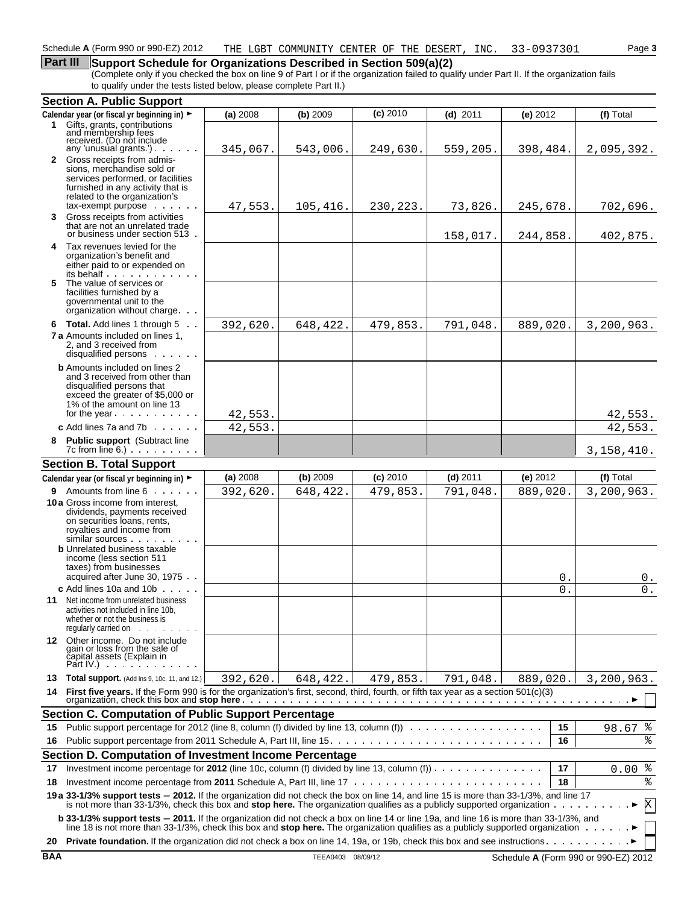Schedule A (Form 990 or 990-EZ) 2012 THE LGBT COMMUNITY CENTER OF THE DESERT, INC. 33-0937301

## Part III Support Schedule for Organizations Described in Section 509(a)(2)

(Complete only if you checked the box on line 9 of Part I or if the organization failed to qualify under Part II. If the organization fails to qualify under the tests listed below, please complete Part II.)

### Section A. Public Support

| Calendar year (or fiscal yr beginning in) ► | (a) 2008 | (b) 2009 | (c) 2010 | (d) 2011 | (e) 2012 | (f) Total |
|---|---|---|---|---|---|---|
| 1 Gifts, grants, contributions and membership fees received. (Do not include any 'unusual grants.') | 345,067. | 543,006. | 249,630. | 559,205. | 398,484. | 2,095,392. |
| 2 Gross receipts from admissions, merchandise sold or services performed, or facilities furnished in any activity that is related to the organization's tax-exempt purpose | 47,553. | 105,416. | 230,223. | 73,826. | 245,678. | 702,696. |
| 3 Gross receipts from activities that are not an unrelated trade or business under section 513 | | | | 158,017. | 244,858. | 402,875. |
| 4 Tax revenues levied for the organization's benefit and either paid to or expended on its behalf | | | | | | |
| 5 The value of services or facilities furnished by a governmental unit to the organization without charge | | | | | | |
| 6 **Total.** Add lines 1 through 5 | 392,620. | 648,422. | 479,853. | 791,048. | 889,020. | 3,200,963. |
| 7a Amounts included on lines 1, 2, and 3 received from disqualified persons | | | | | | |
| b Amounts included on lines 2 and 3 received from other than disqualified persons that exceed the greater of $5,000 or 1% of the amount on line 13 for the year | 42,553. | | | | | 42,553. |
| c Add lines 7a and 7b | 42,553. | | | | | 42,553. |
| 8 **Public support** (Subtract line 7c from line 6.) | | | | | | 3,158,410. |

### Section B. Total Support

| Calendar year (or fiscal yr beginning in) ► | (a) 2008 | (b) 2009 | (c) 2010 | (d) 2011 | (e) 2012 | (f) Total |
|---|---|---|---|---|---|---|
| 9 Amounts from line 6 | 392,620. | 648,422. | 479,853. | 791,048. | 889,020. | 3,200,963. |
| 10a Gross income from interest, dividends, payments received on securities loans, rents, royalties and income from similar sources | | | | | | |
| b Unrelated business taxable income (less section 511 taxes) from businesses acquired after June 30, 1975 | | | | | 0. | 0. |
| c Add lines 10a and 10b | | | | | 0. | 0. |
| 11 Net income from unrelated business activities not included in line 10b, whether or not the business is regularly carried on | | | | | | |
| 12 Other income. Do not include gain or loss from the sale of capital assets (Explain in Part IV.) | | | | | | |
| 13 **Total support.** (Add lns 9, 10c, 11, and 12.) | 392,620. | 648,422. | 479,853. | 791,048. | 889,020. | 3,200,963. |

**14 First five years.** If the Form 990 is for the organization's first, second, third, fourth, or fifth tax year as a section 501(c)(3) organization, check this box and **stop here** ► ☐

### Section C. Computation of Public Support Percentage

| | | | |
|---|---|---|---|
| 15 | Public support percentage for 2012 (line 8, column (f) divided by line 13, column (f)) | 15 | 98.67 % |
| 16 | Public support percentage from 2011 Schedule A, Part III, line 15 | 16 | % |

### Section D. Computation of Investment Income Percentage

| | | | |
|---|---|---|---|
| 17 | Investment income percentage for **2012** (line 10c, column (f) divided by line 13, column (f)) | 17 | 0.00 % |
| 18 | Investment income percentage from **2011** Schedule A, Part III, line 17 | 18 | % |

**19a 33-1/3% support tests — 2012.** If the organization did not check the box on line 14, and line 15 is more than 33-1/3%, and line 17 is not more than 33-1/3%, check this box and **stop here.** The organization qualifies as a publicly supported organization ► ☒

**b 33-1/3% support tests — 2011.** If the organization did not check a box on line 14 or line 19a, and line 16 is more than 33-1/3%, and line 18 is not more than 33-1/3%, check this box and **stop here.** The organization qualifies as a publicly supported organization ► ☐

**20 Private foundation.** If the organization did not check a box on line 14, 19a, or 19b, check this box and see instructions ► ☐

BAA TEEA0403 08/09/12 Schedule A (Form 990 or 990-EZ) 2012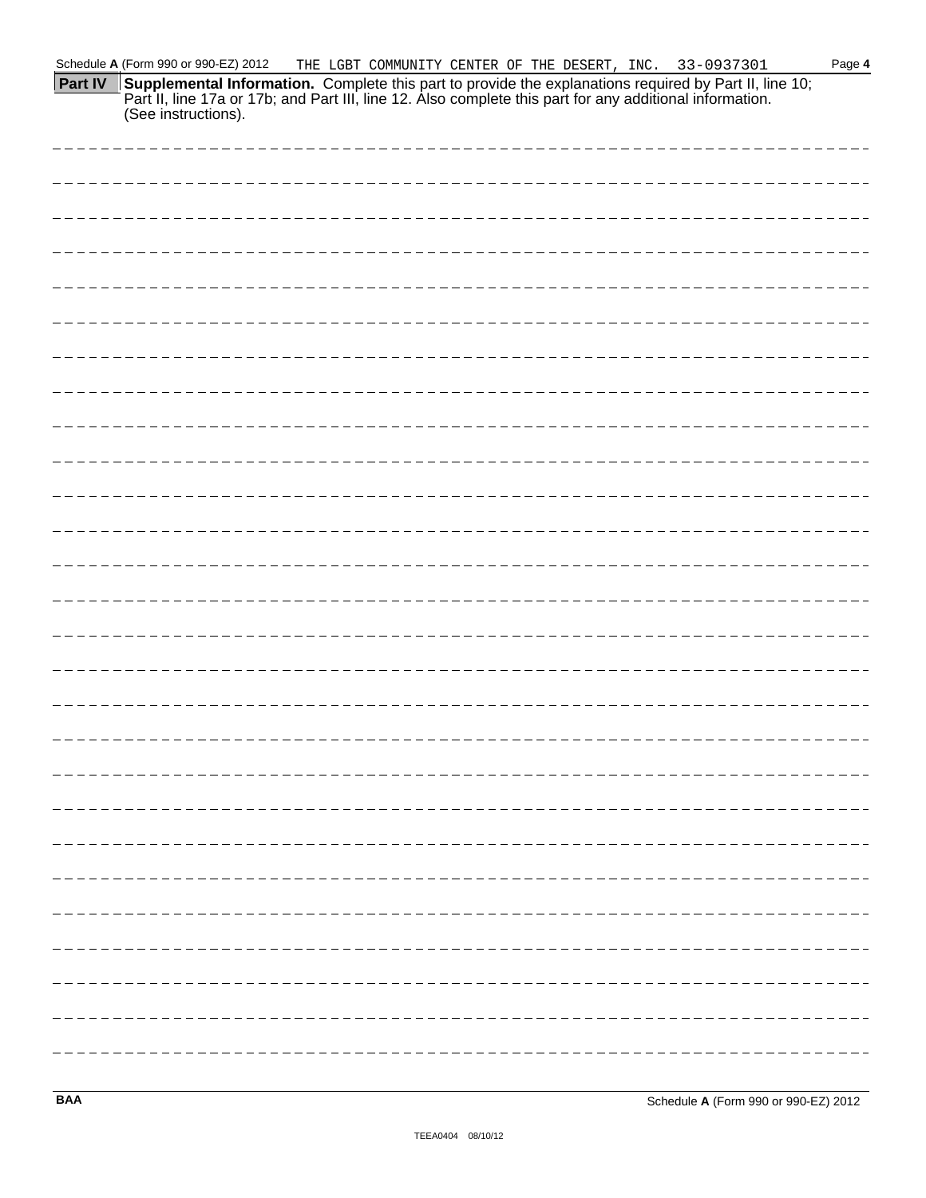Schedule A (Form 990 or 990-EZ) 2012 THE LGBT COMMUNITY CENTER OF THE DESERT, INC. 33-0937301 Page 4

**Part IV** **Supplemental Information.** Complete this part to provide the explanations required by Part II, line 10; Part II, line 17a or 17b; and Part III, line 12. Also complete this part for any additional information. (See instructions).

BAA Schedule A (Form 990 or 990-EZ) 2012

TEEA0404 08/10/12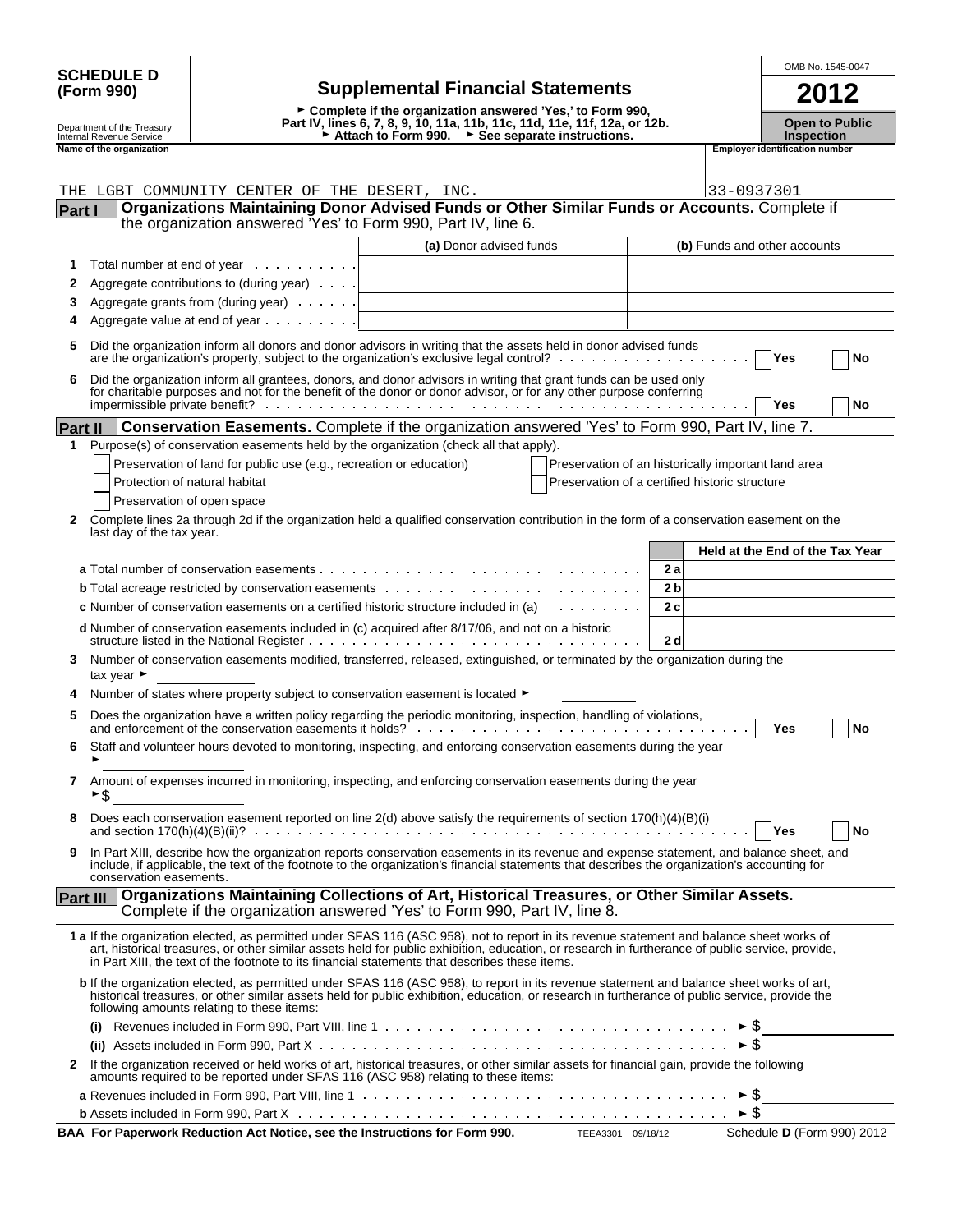**SCHEDULE D (Form 990)**

Department of the Treasury
Internal Revenue Service

# Supplemental Financial Statements

► Complete if the organization answered 'Yes,' to Form 990, Part IV, lines 6, 7, 8, 9, 10, 11a, 11b, 11c, 11d, 11e, 11f, 12a, or 12b.
► Attach to Form 990. ► See separate instructions.

OMB No. 1545-0047

**2012**

**Open to Public Inspection**

Name of the organization: THE LGBT COMMUNITY CENTER OF THE DESERT, INC.

Employer identification number: 33-0937301

## Part I Organizations Maintaining Donor Advised Funds or Other Similar Funds or Accounts.
Complete if the organization answered 'Yes' to Form 990, Part IV, line 6.

| | | (a) Donor advised funds | (b) Funds and other accounts |
|---|---|---|---|
| 1 | Total number at end of year | | |
| 2 | Aggregate contributions to (during year) | | |
| 3 | Aggregate grants from (during year) | | |
| 4 | Aggregate value at end of year | | |

5 Did the organization inform all donors and donor advisors in writing that the assets held in donor advised funds are the organization's property, subject to the organization's exclusive legal control? Yes No

6 Did the organization inform all grantees, donors, and donor advisors in writing that grant funds can be used only for charitable purposes and not for the benefit of the donor or donor advisor, or for any other purpose conferring impermissible private benefit? Yes No

## Part II Conservation Easements.
Complete if the organization answered 'Yes' to Form 990, Part IV, line 7.

1 Purpose(s) of conservation easements held by the organization (check all that apply).

- Preservation of land for public use (e.g., recreation or education)
- Protection of natural habitat
- Preservation of open space
- Preservation of an historically important land area
- Preservation of a certified historic structure

2 Complete lines 2a through 2d if the organization held a qualified conservation contribution in the form of a conservation easement on the last day of the tax year.

| | | Held at the End of the Tax Year |
|---|---|---|
| a Total number of conservation easements | 2a | |
| b Total acreage restricted by conservation easements | 2b | |
| c Number of conservation easements on a certified historic structure included in (a) | 2c | |
| d Number of conservation easements included in (c) acquired after 8/17/06, and not on a historic structure listed in the National Register | 2d | |

3 Number of conservation easements modified, transferred, released, extinguished, or terminated by the organization during the tax year ►

4 Number of states where property subject to conservation easement is located ►

5 Does the organization have a written policy regarding the periodic monitoring, inspection, handling of violations, and enforcement of the conservation easements it holds? Yes No

6 Staff and volunteer hours devoted to monitoring, inspecting, and enforcing conservation easements during the year ►

7 Amount of expenses incurred in monitoring, inspecting, and enforcing conservation easements during the year ►$

8 Does each conservation easement reported on line 2(d) above satisfy the requirements of section 170(h)(4)(B)(i) and section 170(h)(4)(B)(ii)? Yes No

9 In Part XIII, describe how the organization reports conservation easements in its revenue and expense statement, and balance sheet, and include, if applicable, the text of the footnote to the organization's financial statements that describes the organization's accounting for conservation easements.

## Part III Organizations Maintaining Collections of Art, Historical Treasures, or Other Similar Assets.
Complete if the organization answered 'Yes' to Form 990, Part IV, line 8.

1a If the organization elected, as permitted under SFAS 116 (ASC 958), not to report in its revenue statement and balance sheet works of art, historical treasures, or other similar assets held for public exhibition, education, or research in furtherance of public service, provide, in Part XIII, the text of the footnote to its financial statements that describes these items.

b If the organization elected, as permitted under SFAS 116 (ASC 958), to report in its revenue statement and balance sheet works of art, historical treasures, or other similar assets held for public exhibition, education, or research in furtherance of public service, provide the following amounts relating to these items:

(i) Revenues included in Form 990, Part VIII, line 1 ►$

(ii) Assets included in Form 990, Part X ►$

2 If the organization received or held works of art, historical treasures, or other similar assets for financial gain, provide the following amounts required to be reported under SFAS 116 (ASC 958) relating to these items:

a Revenues included in Form 990, Part VIII, line 1 ►$

b Assets included in Form 990, Part X ►$

BAA For Paperwork Reduction Act Notice, see the Instructions for Form 990. TEEA3301 09/18/12 Schedule D (Form 990) 2012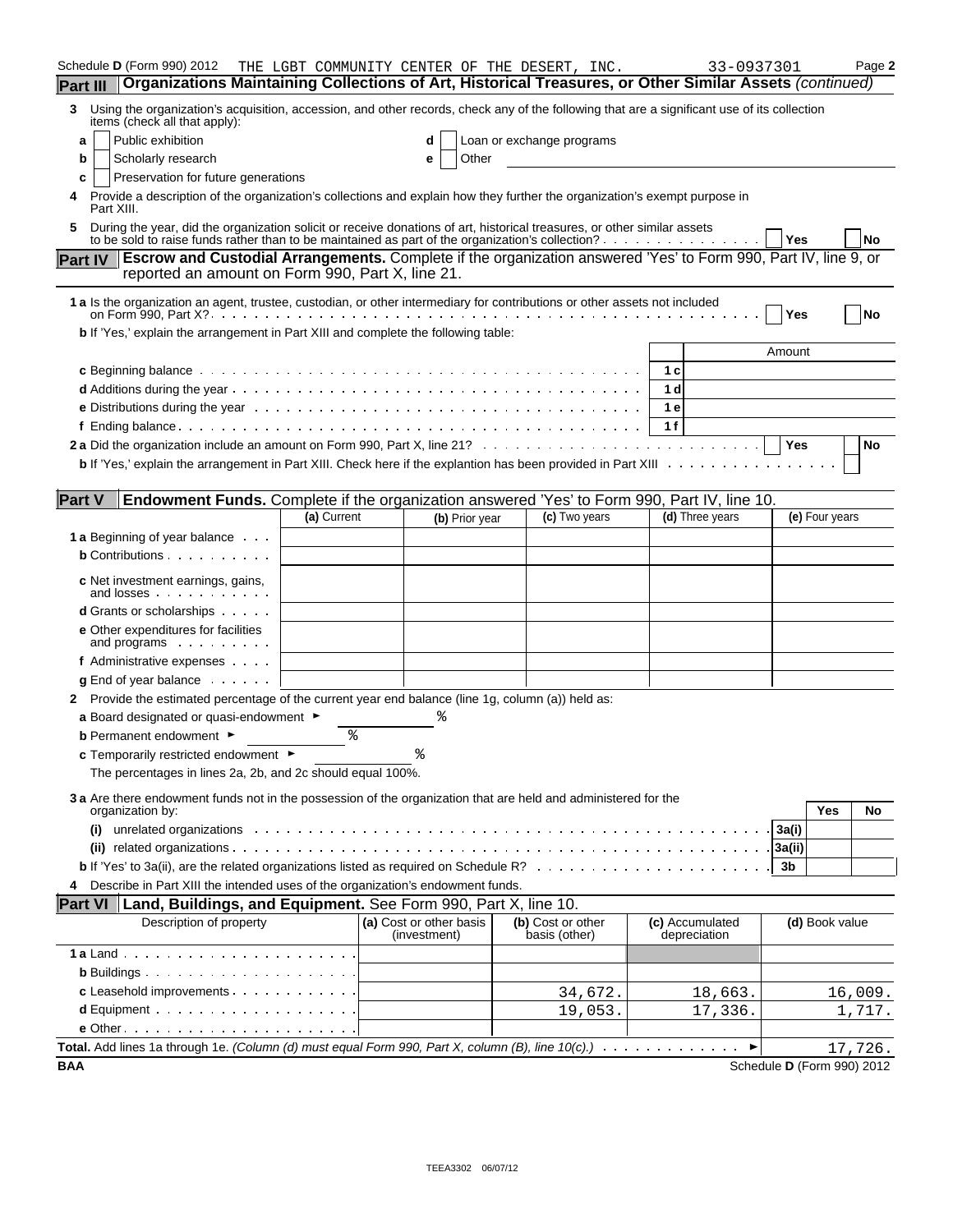Schedule D (Form 990) 2012 THE LGBT COMMUNITY CENTER OF THE DESERT, INC. 33-0937301 Page 2

**Part III** **Organizations Maintaining Collections of Art, Historical Treasures, or Other Similar Assets** *(continued)*

3 Using the organization's acquisition, accession, and other records, check any of the following that are a significant use of its collection items (check all that apply):

a ☐ Public exhibition
b ☐ Scholarly research
c ☐ Preservation for future generations
d ☐ Loan or exchange programs
e ☐ Other

4 Provide a description of the organization's collections and explain how they further the organization's exempt purpose in Part XIII.

5 During the year, did the organization solicit or receive donations of art, historical treasures, or other similar assets to be sold to raise funds rather than to be maintained as part of the organization's collection? ☐ Yes ☐ No

**Part IV** **Escrow and Custodial Arrangements.** Complete if the organization answered 'Yes' to Form 990, Part IV, line 9, or reported an amount on Form 990, Part X, line 21.

1 a Is the organization an agent, trustee, custodian, or other intermediary for contributions or other assets not included on Form 990, Part X? ☐ Yes ☐ No

b If 'Yes,' explain the arrangement in Part XIII and complete the following table:

| | | Amount |
|---|---|---|
| c Beginning balance | 1 c | |
| d Additions during the year | 1 d | |
| e Distributions during the year | 1 e | |
| f Ending balance | 1 f | |

2 a Did the organization include an amount on Form 990, Part X, line 21? ☐ Yes ☐ No

b If 'Yes,' explain the arrangement in Part XIII. Check here if the explantion has been provided in Part XIII ☐

**Part V** **Endowment Funds.** Complete if the organization answered 'Yes' to Form 990, Part IV, line 10.

| | (a) Current | (b) Prior year | (c) Two years | (d) Three years | (e) Four years |
|---|---|---|---|---|---|
| 1 a Beginning of year balance | | | | | |
| b Contributions | | | | | |
| c Net investment earnings, gains, and losses | | | | | |
| d Grants or scholarships | | | | | |
| e Other expenditures for facilities and programs | | | | | |
| f Administrative expenses | | | | | |
| g End of year balance | | | | | |

2 Provide the estimated percentage of the current year end balance (line 1g, column (a)) held as:

a Board designated or quasi-endowment ► %

b Permanent endowment ► %

c Temporarily restricted endowment ► %

The percentages in lines 2a, 2b, and 2c should equal 100%.

3 a Are there endowment funds not in the possession of the organization that are held and administered for the organization by:

| | | Yes | No |
|---|---|---|---|
| (i) unrelated organizations | 3a(i) | | |
| (ii) related organizations | 3a(ii) | | |
| b If 'Yes' to 3a(ii), are the related organizations listed as required on Schedule R? | 3b | | |

4 Describe in Part XIII the intended uses of the organization's endowment funds.

**Part VI** **Land, Buildings, and Equipment.** See Form 990, Part X, line 10.

| Description of property | (a) Cost or other basis (investment) | (b) Cost or other basis (other) | (c) Accumulated depreciation | (d) Book value |
|---|---|---|---|---|
| 1 a Land | | | | |
| b Buildings | | | | |
| c Leasehold improvements | | 34,672. | 18,663. | 16,009. |
| d Equipment | | 19,053. | 17,336. | 1,717. |
| e Other | | | | |
| **Total.** Add lines 1a through 1e. *(Column (d) must equal Form 990, Part X, column (B), line 10(c).)* ► | | | | 17,726. |

BAA Schedule D (Form 990) 2012

TEEA3302 06/07/12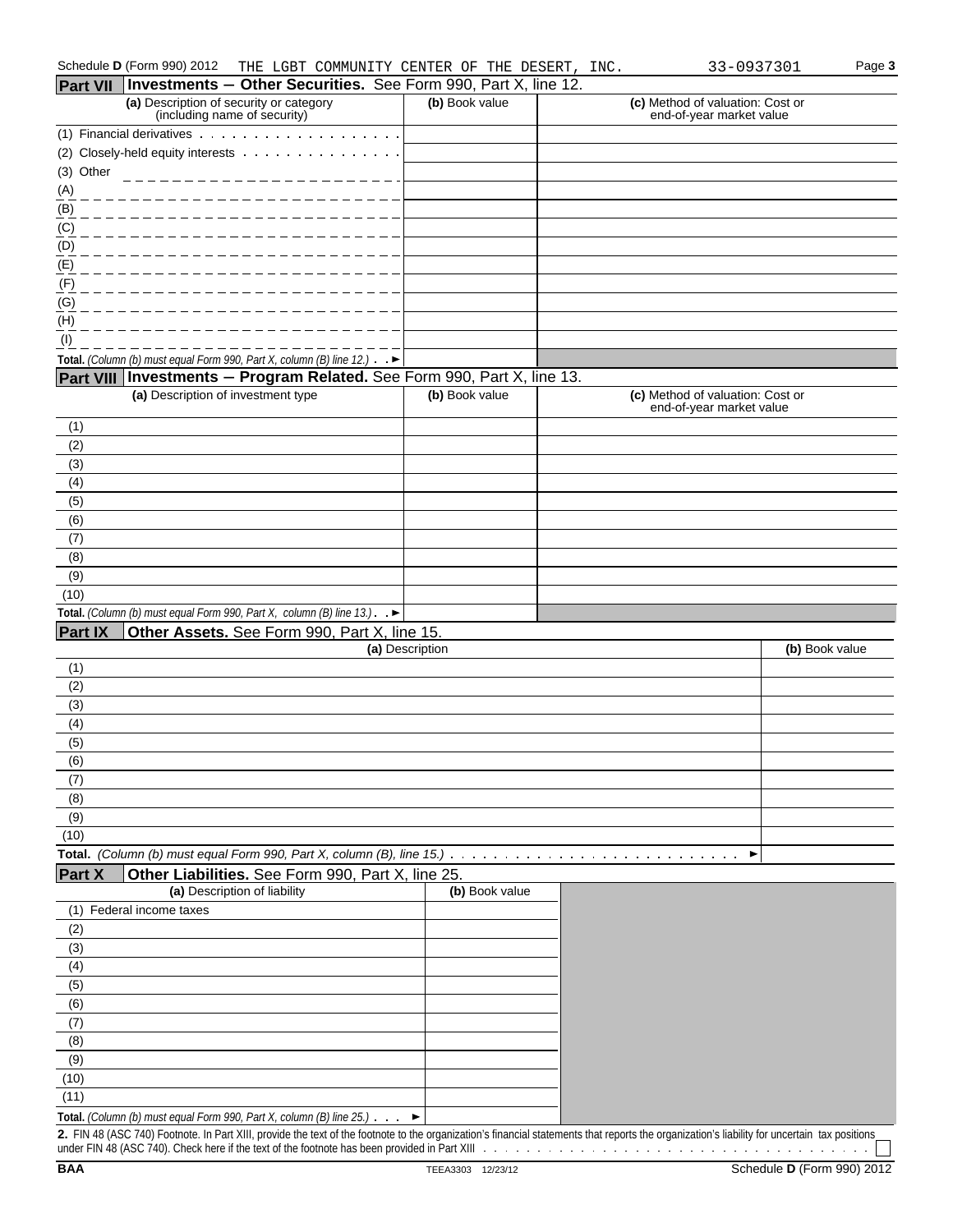Schedule D (Form 990) 2012 THE LGBT COMMUNITY CENTER OF THE DESERT, INC. 33-0937301 Page 3

## Part VII Investments – Other Securities. See Form 990, Part X, line 12.

| (a) Description of security or category (including name of security) | (b) Book value | (c) Method of valuation: Cost or end-of-year market value |
|---|---|---|
| (1) Financial derivatives | | |
| (2) Closely-held equity interests | | |
| (3) Other | | |
| (A) | | |
| (B) | | |
| (C) | | |
| (D) | | |
| (E) | | |
| (F) | | |
| (G) | | |
| (H) | | |
| (I) | | |
| Total. *(Column (b) must equal Form 990, Part X, column (B) line 12.)* ► | | |

## Part VIII Investments – Program Related. See Form 990, Part X, line 13.

| (a) Description of investment type | (b) Book value | (c) Method of valuation: Cost or end-of-year market value |
|---|---|---|
| (1) | | |
| (2) | | |
| (3) | | |
| (4) | | |
| (5) | | |
| (6) | | |
| (7) | | |
| (8) | | |
| (9) | | |
| (10) | | |
| Total. *(Column (b) must equal Form 990, Part X, column (B) line 13.)* ► | | |

## Part IX Other Assets. See Form 990, Part X, line 15.

| (a) Description | (b) Book value |
|---|---|
| (1) | |
| (2) | |
| (3) | |
| (4) | |
| (5) | |
| (6) | |
| (7) | |
| (8) | |
| (9) | |
| (10) | |
| Total. *(Column (b) must equal Form 990, Part X, column (B), line 15.)* ► | |

## Part X Other Liabilities. See Form 990, Part X, line 25.

| (a) Description of liability | (b) Book value |
|---|---|
| (1) Federal income taxes | |
| (2) | |
| (3) | |
| (4) | |
| (5) | |
| (6) | |
| (7) | |
| (8) | |
| (9) | |
| (10) | |
| (11) | |
| Total. *(Column (b) must equal Form 990, Part X, column (B) line 25.)* ► | |

**2.** FIN 48 (ASC 740) Footnote. In Part XIII, provide the text of the footnote to the organization's financial statements that reports the organization's liability for uncertain tax positions under FIN 48 (ASC 740). Check here if the text of the footnote has been provided in Part XIII ☐

BAA TEEA3303 12/23/12 Schedule D (Form 990) 2012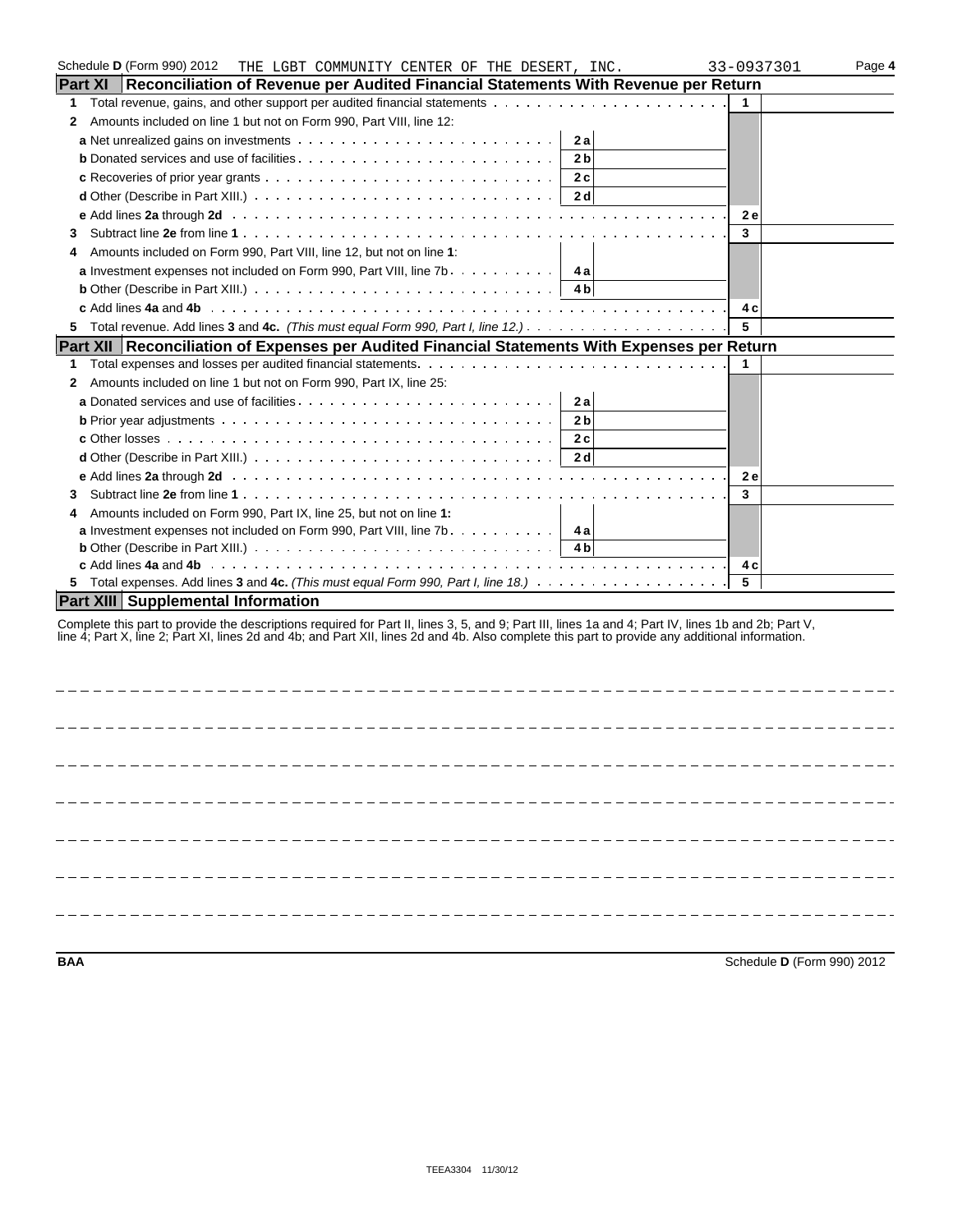Schedule **D** (Form 990) 2012 THE LGBT COMMUNITY CENTER OF THE DESERT, INC. 33-0937301 Page **4**

## Part XI Reconciliation of Revenue per Audited Financial Statements With Revenue per Return

| | | | | | |
|---|---|---|---|---|---|
| **1** | Total revenue, gains, and other support per audited financial statements | | | 1 | |
| **2** | Amounts included on line 1 but not on Form 990, Part VIII, line 12: | | | | |
| | **a** Net unrealized gains on investments | 2a | | | |
| | **b** Donated services and use of facilities | 2b | | | |
| | **c** Recoveries of prior year grants | 2c | | | |
| | **d** Other (Describe in Part XIII.) | 2d | | | |
| | **e** Add lines **2a** through **2d** | | | 2e | |
| **3** | Subtract line **2e** from line **1** | | | 3 | |
| **4** | Amounts included on Form 990, Part VIII, line 12, but not on line **1**: | | | | |
| | **a** Investment expenses not included on Form 990, Part VIII, line 7b | 4a | | | |
| | **b** Other (Describe in Part XIII.) | 4b | | | |
| | **c** Add lines **4a** and **4b** | | | 4c | |
| **5** | Total revenue. Add lines **3** and **4c.** *(This must equal Form 990, Part I, line 12.)* | | | 5 | |

## Part XII Reconciliation of Expenses per Audited Financial Statements With Expenses per Return

| | | | | | |
|---|---|---|---|---|---|
| **1** | Total expenses and losses per audited financial statements. | | | 1 | |
| **2** | Amounts included on line 1 but not on Form 990, Part IX, line 25: | | | | |
| | **a** Donated services and use of facilities | 2a | | | |
| | **b** Prior year adjustments | 2b | | | |
| | **c** Other losses | 2c | | | |
| | **d** Other (Describe in Part XIII.) | 2d | | | |
| | **e** Add lines **2a** through **2d** | | | 2e | |
| **3** | Subtract line **2e** from line **1** | | | 3 | |
| **4** | Amounts included on Form 990, Part IX, line 25, but not on line **1:** | | | | |
| | **a** Investment expenses not included on Form 990, Part VIII, line 7b | 4a | | | |
| | **b** Other (Describe in Part XIII.) | 4b | | | |
| | **c** Add lines **4a** and **4b** | | | 4c | |
| **5** | Total expenses. Add lines **3** and **4c.** *(This must equal Form 990, Part I, line 18.)* | | | 5 | |

## Part XIII Supplemental Information

Complete this part to provide the descriptions required for Part II, lines 3, 5, and 9; Part III, lines 1a and 4; Part IV, lines 1b and 2b; Part V, line 4; Part X, line 2; Part XI, lines 2d and 4b; and Part XII, lines 2d and 4b. Also complete this part to provide any additional information.

**BAA** Schedule **D** (Form 990) 2012

TEEA3304 11/30/12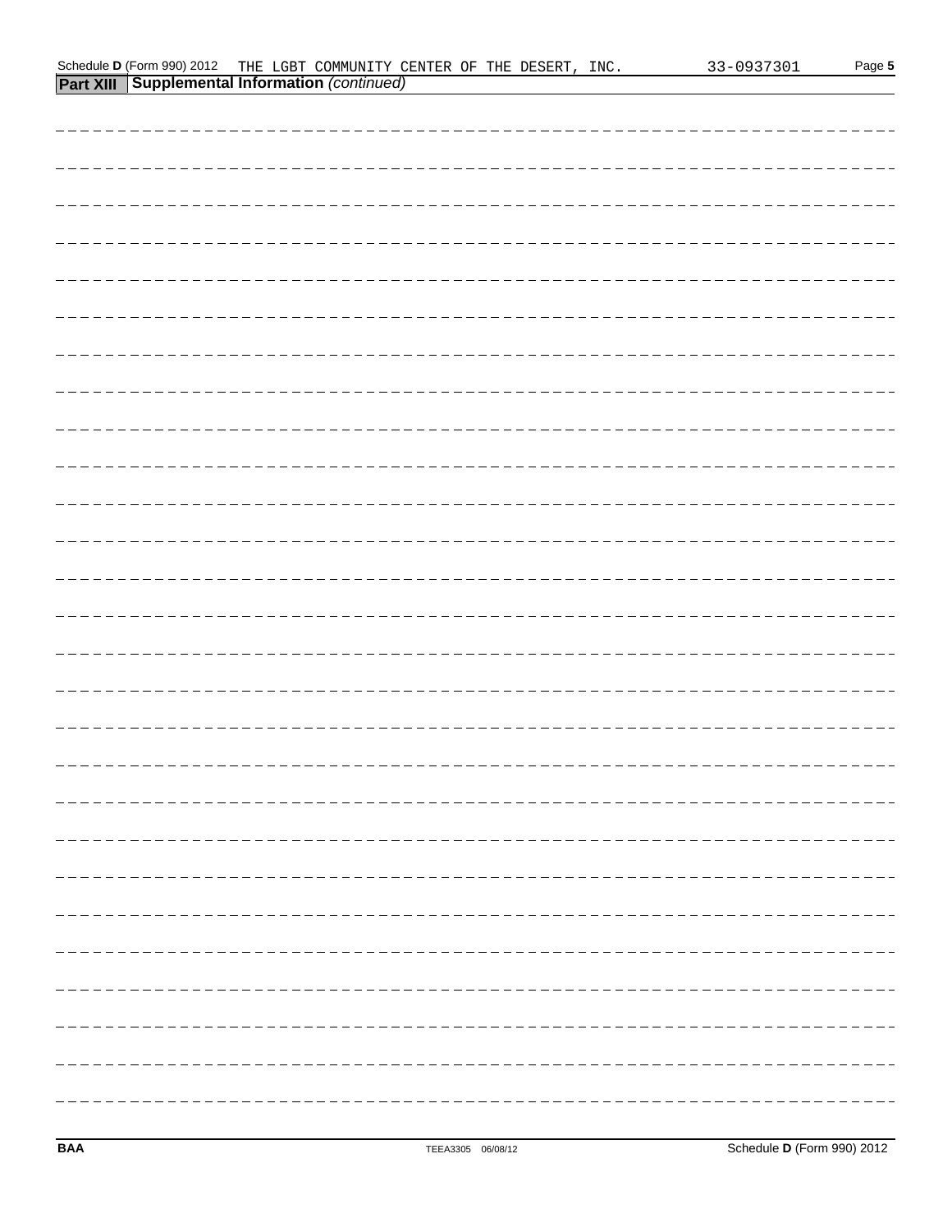**Part XIII Supplemental Information** *(continued)*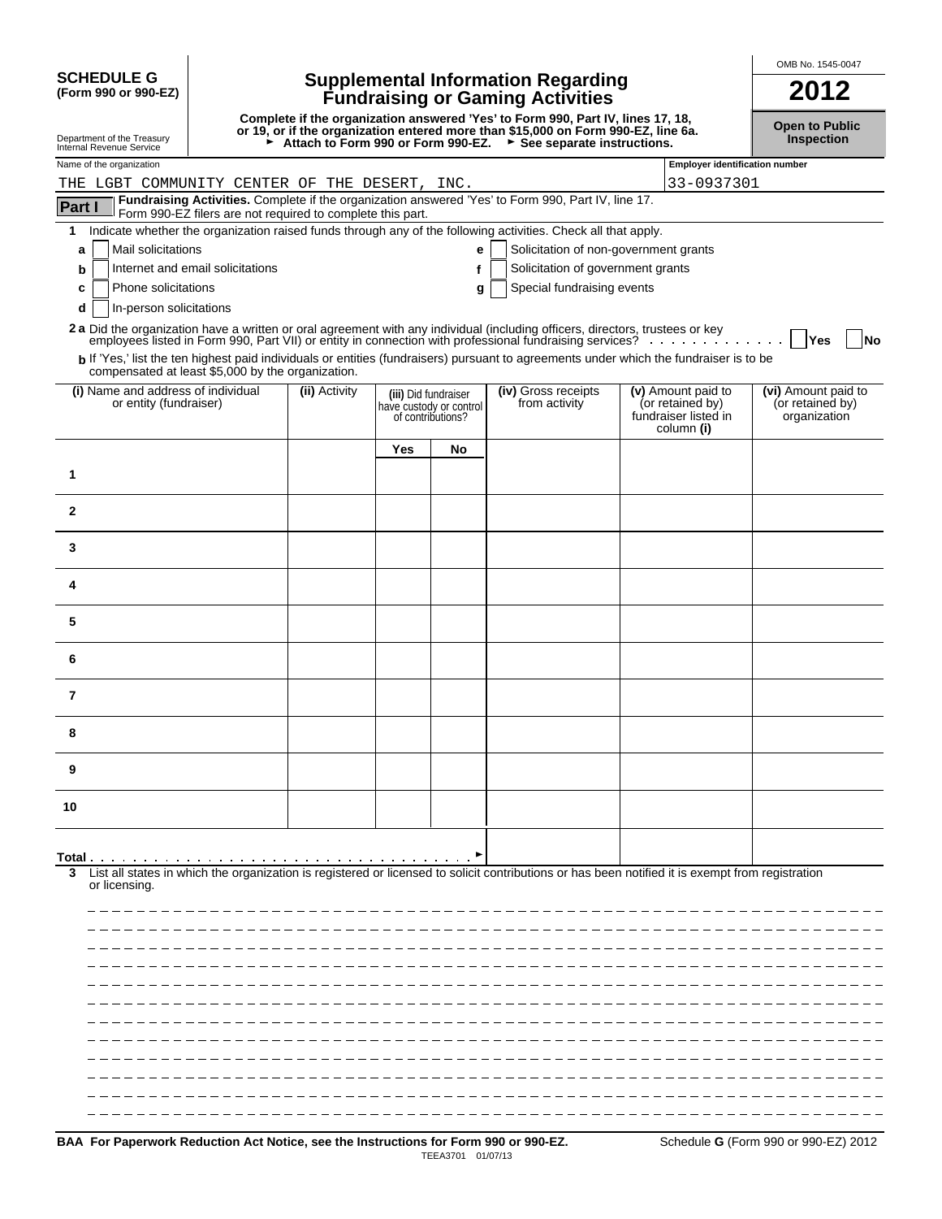**SCHEDULE G (Form 990 or 990-EZ)**

Department of the Treasury
Internal Revenue Service

# Supplemental Information Regarding Fundraising or Gaming Activities

**Complete if the organization answered 'Yes' to Form 990, Part IV, lines 17, 18, or 19, or if the organization entered more than $15,000 on Form 990-EZ, line 6a.**
► **Attach to Form 990 or Form 990-EZ.** ► **See separate instructions.**

OMB No. 1545-0047

**2012**

**Open to Public Inspection**

Name of the organization: THE LGBT COMMUNITY CENTER OF THE DESERT, INC.

Employer identification number: 33-0937301

**Part I** **Fundraising Activities.** Complete if the organization answered 'Yes' to Form 990, Part IV, line 17. Form 990-EZ filers are not required to complete this part.

1 Indicate whether the organization raised funds through any of the following activities. Check all that apply.

- a ☐ Mail solicitations
- b ☐ Internet and email solicitations
- c ☐ Phone solicitations
- d ☐ In-person solicitations
- e ☐ Solicitation of non-government grants
- f ☐ Solicitation of government grants
- g ☐ Special fundraising events

**2a** Did the organization have a written or oral agreement with any individual (including officers, directors, trustees or key employees listed in Form 990, Part VII) or entity in connection with professional fundraising services? ☐ Yes ☐ No

**b** If 'Yes,' list the ten highest paid individuals or entities (fundraisers) pursuant to agreements under which the fundraiser is to be compensated at least $5,000 by the organization.

| (i) Name and address of individual or entity (fundraiser) | (ii) Activity | (iii) Did fundraiser have custody or control of contributions? | | (iv) Gross receipts from activity | (v) Amount paid to (or retained by) fundraiser listed in column (i) | (vi) Amount paid to (or retained by) organization |
|---|---|---|---|---|---|---|
| | | Yes | No | | | |
| 1 | | | | | | |
| 2 | | | | | | |
| 3 | | | | | | |
| 4 | | | | | | |
| 5 | | | | | | |
| 6 | | | | | | |
| 7 | | | | | | |
| 8 | | | | | | |
| 9 | | | | | | |
| 10 | | | | | | |
| Total ► | | | | | | |

3 List all states in which the organization is registered or licensed to solicit contributions or has been notified it is exempt from registration or licensing.

**BAA For Paperwork Reduction Act Notice, see the Instructions for Form 990 or 990-EZ.** TEEA3701 01/07/13 Schedule **G** (Form 990 or 990-EZ) 2012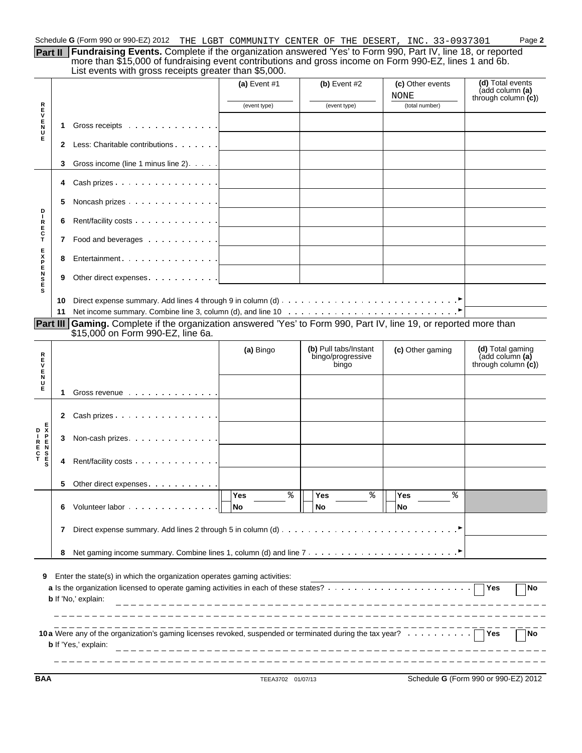Schedule G (Form 990 or 990-EZ) 2012 THE LGBT COMMUNITY CENTER OF THE DESERT, INC. 33-0937301 Page 2

**Part II** **Fundraising Events.** Complete if the organization answered 'Yes' to Form 990, Part IV, line 18, or reported more than $15,000 of fundraising event contributions and gross income on Form 990-EZ, lines 1 and 6b. List events with gross receipts greater than $5,000.

| | | (a) Event #1 | (b) Event #2 | (c) Other events | (d) Total events (add column (a) through column (c)) |
|---|---|---|---|---|---|
| | | (event type) | (event type) | NONE (total number) | |
| REVENUE | 1 Gross receipts | | | | |
| | 2 Less: Charitable contributions | | | | |
| | 3 Gross income (line 1 minus line 2) | | | | |
| DIRECT EXPENSES | 4 Cash prizes | | | | |
| | 5 Noncash prizes | | | | |
| | 6 Rent/facility costs | | | | |
| | 7 Food and beverages | | | | |
| | 8 Entertainment | | | | |
| | 9 Other direct expenses | | | | |
| | 10 Direct expense summary. Add lines 4 through 9 in column (d) | | | | |
| | 11 Net income summary. Combine line 3, column (d), and line 10 | | | | |

**Part III** **Gaming.** Complete if the organization answered 'Yes' to Form 990, Part IV, line 19, or reported more than $15,000 on Form 990-EZ, line 6a.

| | | (a) Bingo | (b) Pull tabs/Instant bingo/progressive bingo | (c) Other gaming | (d) Total gaming (add column (a) through column (c)) |
|---|---|---|---|---|---|
| REVENUE | 1 Gross revenue | | | | |
| DIRECT EXPENSES | 2 Cash prizes | | | | |
| | 3 Non-cash prizes | | | | |
| | 4 Rent/facility costs | | | | |
| | 5 Other direct expenses | | | | |
| | 6 Volunteer labor | Yes % / No | Yes % / No | Yes % / No | |
| | 7 Direct expense summary. Add lines 2 through 5 in column (d) | | | | |
| | 8 Net gaming income summary. Combine lines 1, column (d) and line 7 | | | | |

**9** Enter the state(s) in which the organization operates gaming activities:

**a** Is the organization licensed to operate gaming activities in each of these states? Yes No

**b** If 'No,' explain:

**10a** Were any of the organization's gaming licenses revoked, suspended or terminated during the tax year? Yes No

**b** If 'Yes,' explain:

BAA TEEA3702 01/07/13 Schedule G (Form 990 or 990-EZ) 2012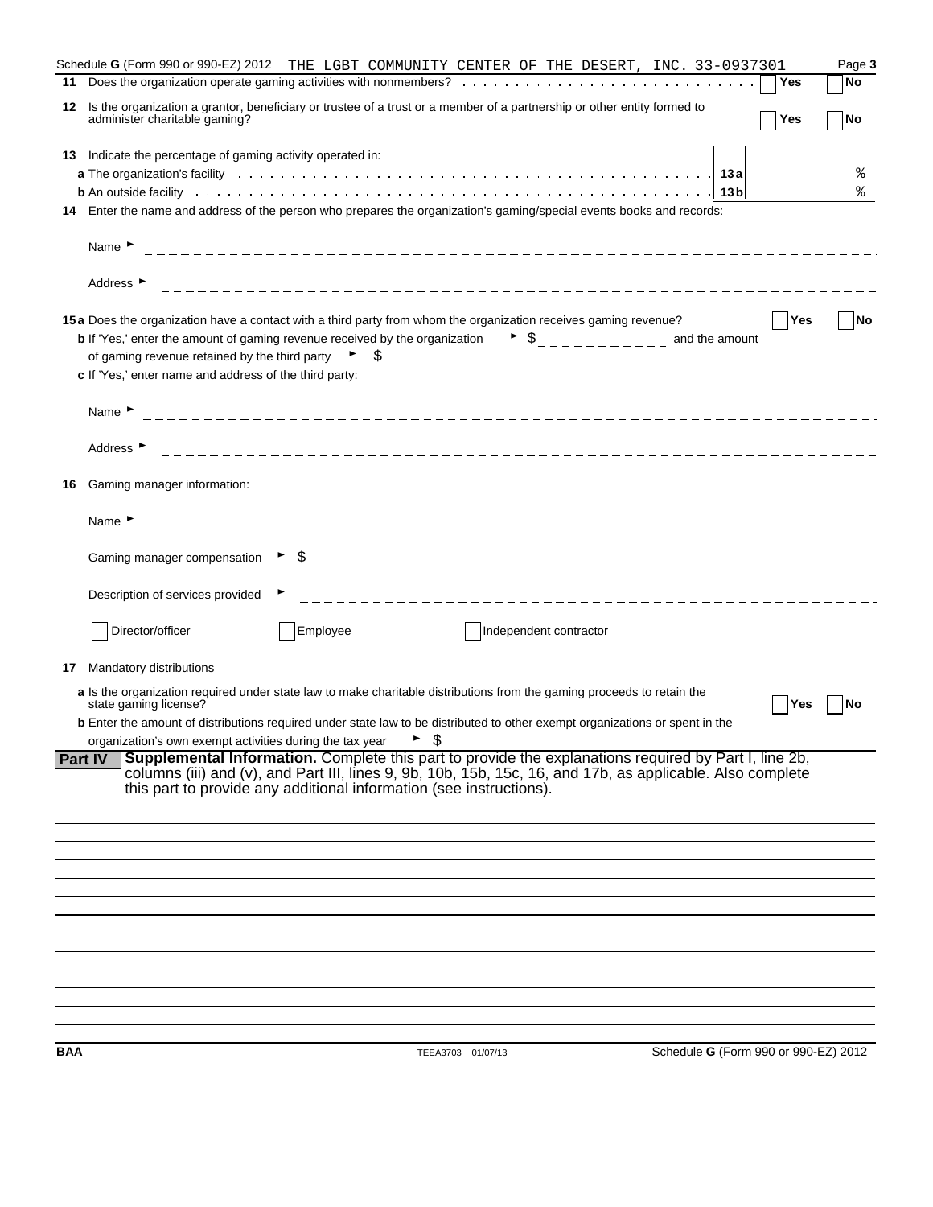Schedule **G** (Form 990 or 990-EZ) 2012 THE LGBT COMMUNITY CENTER OF THE DESERT, INC. 33-0937301 Page **3**

**11** Does the organization operate gaming activities with nonmembers? . . . . . . . . . . . . . . . . . . . . . . . . . . . Yes No

**12** Is the organization a grantor, beneficiary or trustee of a trust or a member of a partnership or other entity formed to administer charitable gaming? . . . . . . . . . . . . . . . . . . . . . . . . . . . . . . . . . . . . . . . . . . . . . . . . . . . . . . Yes No

**13** Indicate the percentage of gaming activity operated in:

**a** The organization's facility . . . . . . . . . . . . . . . . . . . . . . . . . . . . . . . . . . . . . . . . . . . . **13a** %

**b** An outside facility . . . . . . . . . . . . . . . . . . . . . . . . . . . . . . . . . . . . . . . . . . . . . . . . . **13b** %

**14** Enter the name and address of the person who prepares the organization's gaming/special events books and records:

Name ►

Address ►

**15a** Does the organization have a contact with a third party from whom the organization receives gaming revenue? . . . . . . . Yes No

**b** If 'Yes,' enter the amount of gaming revenue received by the organization ► $ \_\_\_\_\_\_\_\_\_\_ and the amount of gaming revenue retained by the third party ► $ \_\_\_\_\_\_\_\_\_\_

**c** If 'Yes,' enter name and address of the third party:

Name ►

Address ►

**16** Gaming manager information:

Name ►

Gaming manager compensation ► $

Description of services provided ►

Director/officer Employee Independent contractor

**17** Mandatory distributions

**a** Is the organization required under state law to make charitable distributions from the gaming proceeds to retain the state gaming license? Yes No

**b** Enter the amount of distributions required under state law to be distributed to other exempt organizations or spent in the organization's own exempt activities during the tax year ► $

**Part IV Supplemental Information.** Complete this part to provide the explanations required by Part I, line 2b, columns (iii) and (v), and Part III, lines 9, 9b, 10b, 15b, 15c, 16, and 17b, as applicable. Also complete this part to provide any additional information (see instructions).

BAA TEEA3703 01/07/13 Schedule **G** (Form 990 or 990-EZ) 2012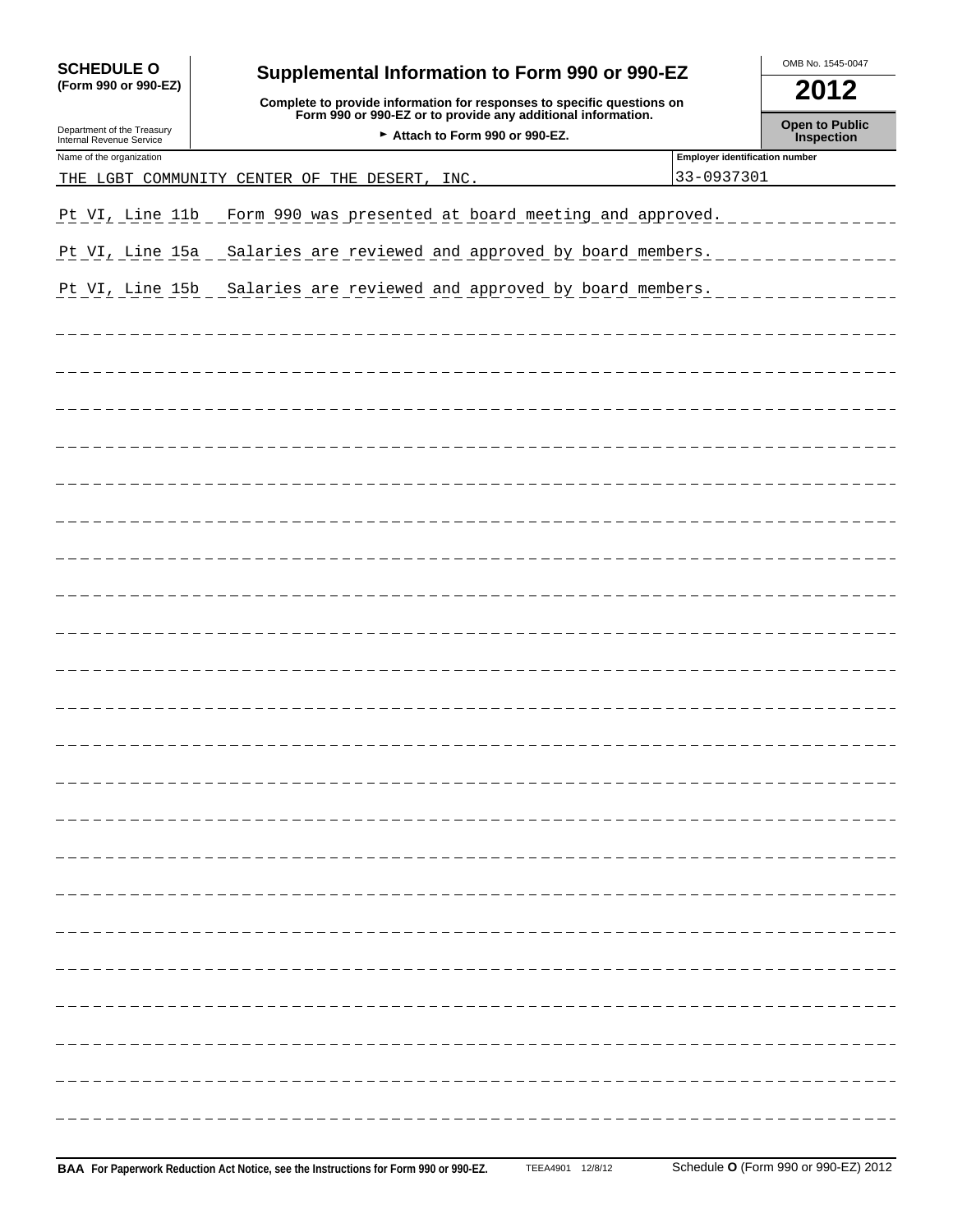**SCHEDULE O** (Form 990 or 990-EZ)

Department of the Treasury
Internal Revenue Service

# Supplemental Information to Form 990 or 990-EZ

**Complete to provide information for responses to specific questions on Form 990 or 990-EZ or to provide any additional information.**

► **Attach to Form 990 or 990-EZ.**

OMB No. 1545-0047

**2012**

**Open to Public Inspection**

| Name of the organization | Employer identification number |
|---|---|
| THE LGBT COMMUNITY CENTER OF THE DESERT, INC. | 33-0937301 |

Pt VI, Line 11b  Form 990 was presented at board meeting and approved.

Pt VI, Line 15a  Salaries are reviewed and approved by board members.

Pt VI, Line 15b  Salaries are reviewed and approved by board members.

**BAA For Paperwork Reduction Act Notice, see the Instructions for Form 990 or 990-EZ.** TEEA4901 12/8/12 Schedule **O** (Form 990 or 990-EZ) 2012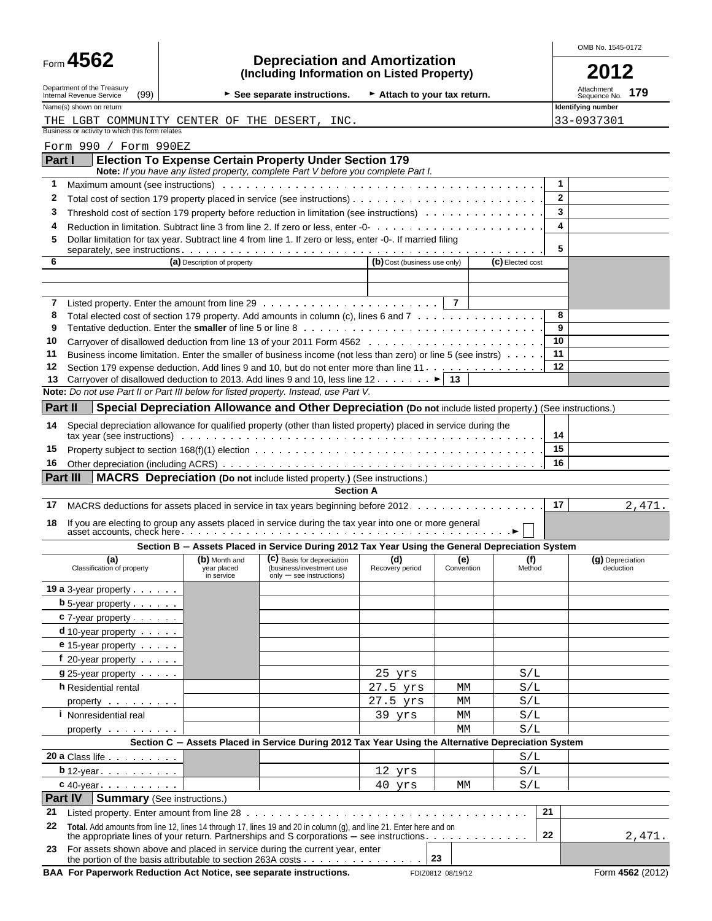Form **4562**

Department of the Treasury
Internal Revenue Service (99)

# Depreciation and Amortization
**(Including Information on Listed Property)**

► See separate instructions. ► Attach to your tax return.

OMB No. 1545-0172

**2012**

Attachment Sequence No. **179**

| Name(s) shown on return | Identifying number |
|---|---|
| THE LGBT COMMUNITY CENTER OF THE DESERT, INC. | 33-0937301 |

Business or activity to which this form relates

Form 990 / Form 990EZ

## Part I Election To Expense Certain Property Under Section 179

**Note:** *If you have any listed property, complete Part V before you complete Part I.*

| | | | |
|---|---|---|---|
| 1 | Maximum amount (see instructions) | 1 | |
| 2 | Total cost of section 179 property placed in service (see instructions) | 2 | |
| 3 | Threshold cost of section 179 property before reduction in limitation (see instructions) | 3 | |
| 4 | Reduction in limitation. Subtract line 3 from line 2. If zero or less, enter -0- | 4 | |
| 5 | Dollar limitation for tax year. Subtract line 4 from line 1. If zero or less, enter -0-. If married filing separately, see instructions | 5 | |

| 6 | (a) Description of property | (b) Cost (business use only) | (c) Elected cost |
|---|---|---|---|
| | | | |
| | | | |

| | | | |
|---|---|---|---|
| 7 | Listed property. Enter the amount from line 29 | 7 | |
| 8 | Total elected cost of section 179 property. Add amounts in column (c), lines 6 and 7 | 8 | |
| 9 | Tentative deduction. Enter the **smaller** of line 5 or line 8 | 9 | |
| 10 | Carryover of disallowed deduction from line 13 of your 2011 Form 4562 | 10 | |
| 11 | Business income limitation. Enter the smaller of business income (not less than zero) or line 5 (see instrs) | 11 | |
| 12 | Section 179 expense deduction. Add lines 9 and 10, but do not enter more than line 11 | 12 | |
| 13 | Carryover of disallowed deduction to 2013. Add lines 9 and 10, less line 12 ► | 13 | |

**Note:** *Do not use Part II or Part III below for listed property. Instead, use Part V.*

## Part II Special Depreciation Allowance and Other Depreciation (Do not include listed property.) (See instructions.)

| | | | |
|---|---|---|---|
| 14 | Special depreciation allowance for qualified property (other than listed property) placed in service during the tax year (see instructions) | 14 | |
| 15 | Property subject to section 168(f)(1) election | 15 | |
| 16 | Other depreciation (including ACRS) | 16 | |

## Part III MACRS Depreciation (Do not include listed property.) (See instructions.)

**Section A**

| | | | |
|---|---|---|---|
| 17 | MACRS deductions for assets placed in service in tax years beginning before 2012 | 17 | 2,471. |
| 18 | If you are electing to group any assets placed in service during the tax year into one or more general asset accounts, check here ► ☐ | | |

**Section B — Assets Placed in Service During 2012 Tax Year Using the General Depreciation System**

| (a) Classification of property | (b) Month and year placed in service | (c) Basis for depreciation (business/investment use only — see instructions) | (d) Recovery period | (e) Convention | (f) Method | (g) Depreciation deduction |
|---|---|---|---|---|---|---|
| 19 a 3-year property | | | | | | |
| b 5-year property | | | | | | |
| c 7-year property | | | | | | |
| d 10-year property | | | | | | |
| e 15-year property | | | | | | |
| f 20-year property | | | | | | |
| g 25-year property | | | 25 yrs | | S/L | |
| h Residential rental | | | 27.5 yrs | MM | S/L | |
| property | | | 27.5 yrs | MM | S/L | |
| i Nonresidential real | | | 39 yrs | MM | S/L | |
| property | | | | MM | S/L | |

**Section C — Assets Placed in Service During 2012 Tax Year Using the Alternative Depreciation System**

| (a) Classification of property | (b) | (c) | (d) | (e) | (f) | (g) |
|---|---|---|---|---|---|---|
| 20 a Class life | | | | | S/L | |
| b 12-year | | | 12 yrs | | S/L | |
| c 40-year | | | 40 yrs | MM | S/L | |

## Part IV Summary (See instructions.)

| | | | |
|---|---|---|---|
| 21 | Listed property. Enter amount from line 28 | 21 | |
| 22 | **Total.** Add amounts from line 12, lines 14 through 17, lines 19 and 20 in column (g), and line 21. Enter here and on the appropriate lines of your return. Partnerships and S corporations — see instructions | 22 | 2,471. |
| 23 | For assets shown above and placed in service during the current year, enter the portion of the basis attributable to section 263A costs | 23 | |

**BAA For Paperwork Reduction Act Notice, see separate instructions.** FDIZ0812 08/19/12 Form **4562** (2012)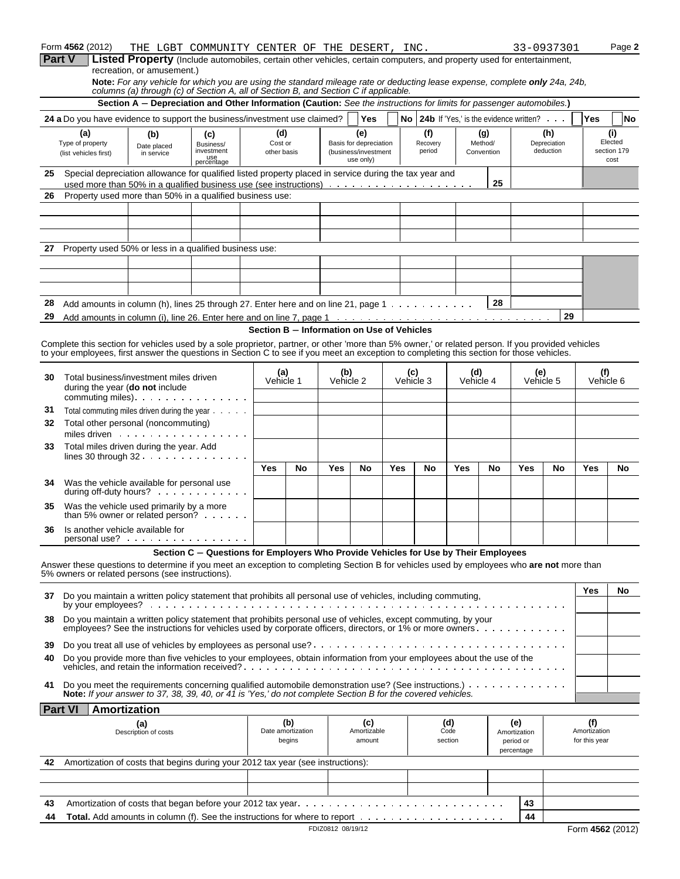Form **4562** (2012) THE LGBT COMMUNITY CENTER OF THE DESERT, INC. 33-0937301 Page **2**

## Part V — Listed Property (Include automobiles, certain other vehicles, certain computers, and property used for entertainment, recreation, or amusement.)

**Note:** *For any vehicle for which you are using the standard mileage rate or deducting lease expense, complete **only** 24a, 24b, columns (a) through (c) of Section A, all of Section B, and Section C if applicable.*

### Section A — Depreciation and Other Information (Caution: *See the instructions for limits for passenger automobiles.*)

**24 a** Do you have evidence to support the business/investment use claimed? Yes No **24b** If 'Yes,' is the evidence written? Yes No

| (a) Type of property (list vehicles first) | (b) Date placed in service | (c) Business/ investment use percentage | (d) Cost or other basis | (e) Basis for depreciation (business/investment use only) | (f) Recovery period | (g) Method/ Convention | (h) Depreciation deduction | (i) Elected section 179 cost |
|---|---|---|---|---|---|---|---|---|
| **25** Special depreciation allowance for qualified listed property placed in service during the tax year and used more than 50% in a qualified business use (see instructions) | | | | | | 25 | | |
| **26** Property used more than 50% in a qualified business use: | | | | | | | | |
| | | | | | | | | |
| | | | | | | | | |
| | | | | | | | | |
| **27** Property used 50% or less in a qualified business use: | | | | | | | | |
| | | | | | | | | |
| | | | | | | | | |
| | | | | | | | | |
| **28** Add amounts in column (h), lines 25 through 27. Enter here and on line 21, page 1 | | | | | | 28 | | |
| **29** Add amounts in column (i), line 26. Enter here and on line 7, page 1 | | | | | | | 29 | |

### Section B — Information on Use of Vehicles

Complete this section for vehicles used by a sole proprietor, partner, or other 'more than 5% owner,' or related person. If you provided vehicles to your employees, first answer the questions in Section C to see if you meet an exception to completing this section for those vehicles.

| | (a) Vehicle 1 | | (b) Vehicle 2 | | (c) Vehicle 3 | | (d) Vehicle 4 | | (e) Vehicle 5 | | (f) Vehicle 6 | |
|---|---|---|---|---|---|---|---|---|---|---|---|---|
| **30** Total business/investment miles driven during the year (**do not** include commuting miles) | | | | | | | | | | | | |
| **31** Total commuting miles driven during the year | | | | | | | | | | | | |
| **32** Total other personal (noncommuting) miles driven | | | | | | | | | | | | |
| **33** Total miles driven during the year. Add lines 30 through 32 | | | | | | | | | | | | |
| | Yes | No | Yes | No | Yes | No | Yes | No | Yes | No | Yes | No |
| **34** Was the vehicle available for personal use during off-duty hours? | | | | | | | | | | | | |
| **35** Was the vehicle used primarily by a more than 5% owner or related person? | | | | | | | | | | | | |
| **36** Is another vehicle available for personal use? | | | | | | | | | | | | |

### Section C — Questions for Employers Who Provide Vehicles for Use by Their Employees

Answer these questions to determine if you meet an exception to completing Section B for vehicles used by employees who **are not** more than 5% owners or related persons (see instructions).

| | Yes | No |
|---|---|---|
| **37** Do you maintain a written policy statement that prohibits all personal use of vehicles, including commuting, by your employees? | | |
| **38** Do you maintain a written policy statement that prohibits personal use of vehicles, except commuting, by your employees? See the instructions for vehicles used by corporate officers, directors, or 1% or more owners | | |
| **39** Do you treat all use of vehicles by employees as personal use? | | |
| **40** Do you provide more than five vehicles to your employees, obtain information from your employees about the use of the vehicles, and retain the information received? | | |
| **41** Do you meet the requirements concerning qualified automobile demonstration use? (See instructions.) | | |

**Note:** *If your answer to 37, 38, 39, 40, or 41 is 'Yes,' do not complete Section B for the covered vehicles.*

## Part VI — Amortization

| (a) Description of costs | (b) Date amortization begins | (c) Amortizable amount | (d) Code section | (e) Amortization period or percentage | (f) Amortization for this year |
|---|---|---|---|---|---|
| **42** Amortization of costs that begins during your 2012 tax year (see instructions): | | | | | |
| | | | | | |
| | | | | | |
| **43** Amortization of costs that began before your 2012 tax year | | | | 43 | |
| **44** **Total.** Add amounts in column (f). See the instructions for where to report | | | | 44 | |

FDIZ0812 08/19/12 Form **4562** (2012)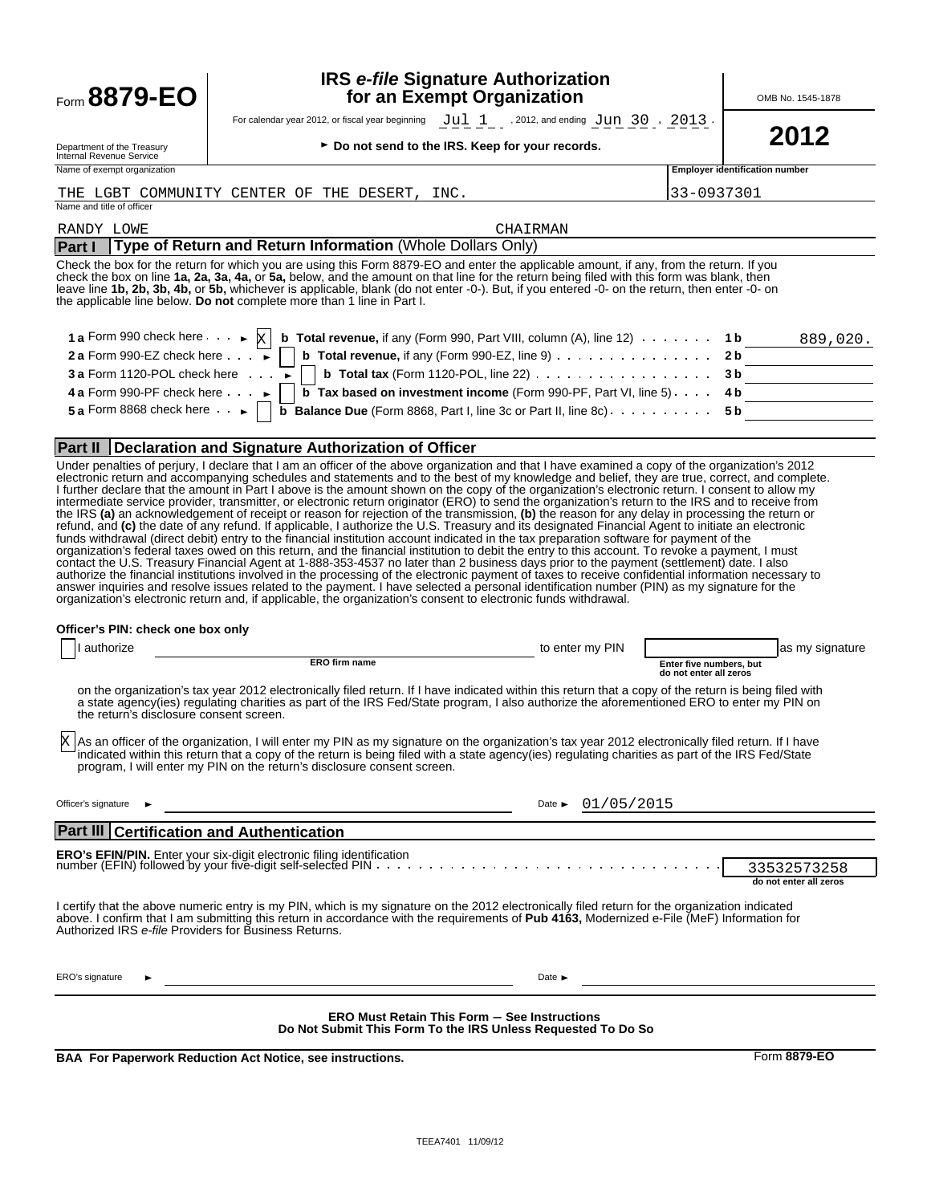Form **8879-EO**

# IRS *e-file* Signature Authorization for an Exempt Organization

OMB No. 1545-1878

For calendar year 2012, or fiscal year beginning Jul 1 , 2012, and ending Jun 30 , 2013 .

Department of the Treasury
Internal Revenue Service

► **Do not send to the IRS. Keep for your records.**

**2012**

Name of exempt organization: THE LGBT COMMUNITY CENTER OF THE DESERT, INC.

**Employer identification number**: 33-0937301

Name and title of officer: RANDY LOWE CHAIRMAN

## Part I Type of Return and Return Information (Whole Dollars Only)

Check the box for the return for which you are using this Form 8879-EO and enter the applicable amount, if any, from the return. If you check the box on line **1a, 2a, 3a, 4a,** or **5a,** below, and the amount on that line for the return being filed with this form was blank, then leave line **1b, 2b, 3b, 4b,** or **5b,** whichever is applicable, blank (do not enter -0-). But, if you entered -0- on the return, then enter -0- on the applicable line below. **Do not** complete more than 1 line in Part I.

| | | | |
|---|---|---|---|
| **1 a** Form 990 check here ► [X] | **b Total revenue,** if any (Form 990, Part VIII, column (A), line 12) | **1 b** | 889,020. |
| **2 a** Form 990-EZ check here ► [ ] | **b Total revenue,** if any (Form 990-EZ, line 9) | **2 b** | |
| **3 a** Form 1120-POL check here ► [ ] | **b Total tax** (Form 1120-POL, line 22) | **3 b** | |
| **4 a** Form 990-PF check here ► [ ] | **b Tax based on investment income** (Form 990-PF, Part VI, line 5) | **4 b** | |
| **5 a** Form 8868 check here ► [ ] | **b Balance Due** (Form 8868, Part I, line 3c or Part II, line 8c) | **5 b** | |

## Part II Declaration and Signature Authorization of Officer

Under penalties of perjury, I declare that I am an officer of the above organization and that I have examined a copy of the organization's 2012 electronic return and accompanying schedules and statements and to the best of my knowledge and belief, they are true, correct, and complete. I further declare that the amount in Part I above is the amount shown on the copy of the organization's electronic return. I consent to allow my intermediate service provider, transmitter, or electronic return originator (ERO) to send the organization's return to the IRS and to receive from the IRS **(a)** an acknowledgement of receipt or reason for rejection of the transmission, **(b)** the reason for any delay in processing the return or refund, and **(c)** the date of any refund. If applicable, I authorize the U.S. Treasury and its designated Financial Agent to initiate an electronic funds withdrawal (direct debit) entry to the financial institution account indicated in the tax preparation software for payment of the organization's federal taxes owed on this return, and the financial institution to debit the entry to this account. To revoke a payment, I must contact the U.S. Treasury Financial Agent at 1-888-353-4537 no later than 2 business days prior to the payment (settlement) date. I also authorize the financial institutions involved in the processing of the electronic payment of taxes to receive confidential information necessary to answer inquiries and resolve issues related to the payment. I have selected a personal identification number (PIN) as my signature for the organization's electronic return and, if applicable, the organization's consent to electronic funds withdrawal.

**Officer's PIN: check one box only**

[ ] I authorize ______________ (ERO firm name) to enter my PIN ______ (Enter five numbers, but do not enter all zeros) as my signature on the organization's tax year 2012 electronically filed return. If I have indicated within this return that a copy of the return is being filed with a state agency(ies) regulating charities as part of the IRS Fed/State program, I also authorize the aforementioned ERO to enter my PIN on the return's disclosure consent screen.

[X] As an officer of the organization, I will enter my PIN as my signature on the organization's tax year 2012 electronically filed return. If I have indicated within this return that a copy of the return is being filed with a state agency(ies) regulating charities as part of the IRS Fed/State program, I will enter my PIN on the return's disclosure consent screen.

Officer's signature ► ______________ Date ► 01/05/2015

## Part III Certification and Authentication

**ERO's EFIN/PIN.** Enter your six-digit electronic filing identification number (EFIN) followed by your five-digit self-selected PIN: 33532573258 (do not enter all zeros)

I certify that the above numeric entry is my PIN, which is my signature on the 2012 electronically filed return for the organization indicated above. I confirm that I am submitting this return in accordance with the requirements of **Pub 4163,** Modernized e-File (MeF) Information for Authorized IRS *e-file* Providers for Business Returns.

ERO's signature ► ______________ Date ► ______________

**ERO Must Retain This Form – See Instructions**
**Do Not Submit This Form To the IRS Unless Requested To Do So**

**BAA For Paperwork Reduction Act Notice, see instructions.** Form **8879-EO**

TEEA7401 11/09/12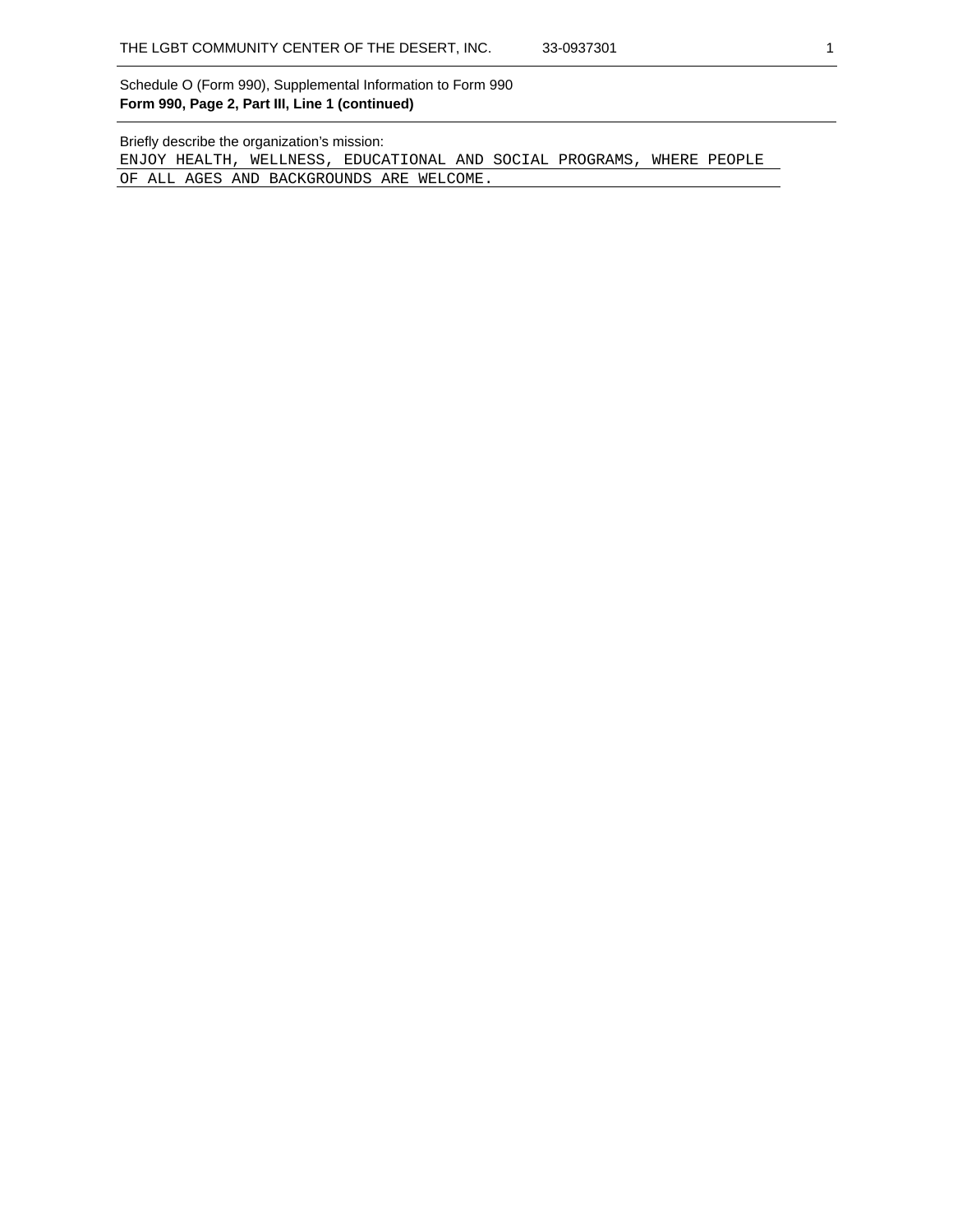Schedule O (Form 990), Supplemental Information to Form 990

**Form 990, Page 2, Part III, Line 1 (continued)**

Briefly describe the organization's mission:

ENJOY HEALTH, WELLNESS, EDUCATIONAL AND SOCIAL PROGRAMS, WHERE PEOPLE OF ALL AGES AND BACKGROUNDS ARE WELCOME.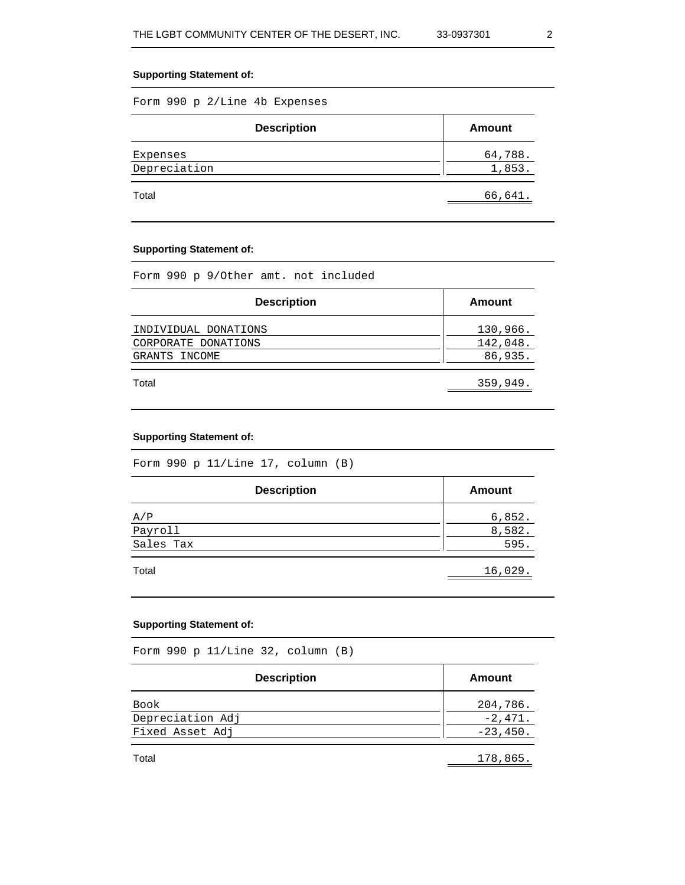**Supporting Statement of:**

Form 990 p 2/Line 4b Expenses

| Description | Amount |
| --- | --- |
| Expenses | 64,788. |
| Depreciation | 1,853. |
| Total | 66,641. |

**Supporting Statement of:**

Form 990 p 9/Other amt. not included

| Description | Amount |
| --- | --- |
| INDIVIDUAL DONATIONS | 130,966. |
| CORPORATE DONATIONS | 142,048. |
| GRANTS INCOME | 86,935. |
| Total | 359,949. |

**Supporting Statement of:**

Form 990 p 11/Line 17, column (B)

| Description | Amount |
| --- | --- |
| A/P | 6,852. |
| Payroll | 8,582. |
| Sales Tax | 595. |
| Total | 16,029. |

**Supporting Statement of:**

Form 990 p 11/Line 32, column (B)

| Description | Amount |
| --- | --- |
| Book | 204,786. |
| Depreciation Adj | -2,471. |
| Fixed Asset Adj | -23,450. |
| Total | 178,865. |